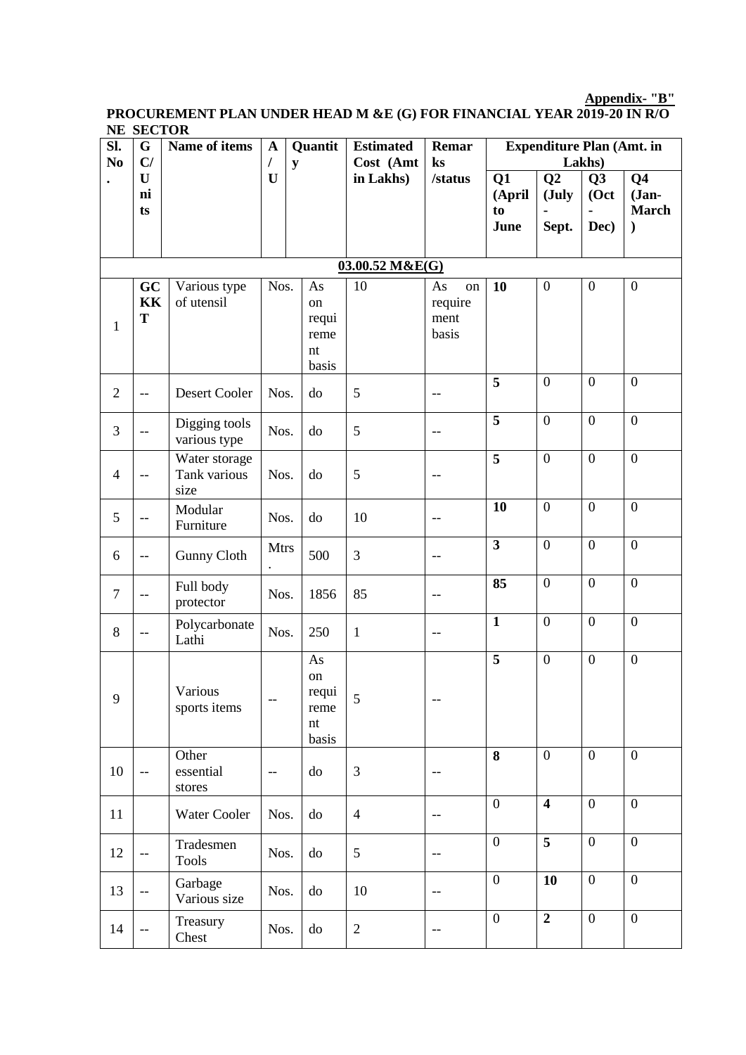**Appendix- "B"**

**PROCUREMENT PLAN UNDER HEAD M &E (G) FOR FINANCIAL YEAR 2019-20 IN R/O NE SECTOR**

| Sl. No. | GC/ Units | Name of items | A/U | Quantity | Estimated Cost (Amt in Lakhs) | Remarks /status | Expenditure Plan (Amt. in Lakhs) | | | |
|---|---|---|---|---|---|---|---|---|---|---|
| | | | | | | | Q1 (April to June | Q2 (July - Sept. | Q3 (Oct - Dec) | Q4 (Jan-March ) |
| | | | | | **03.00.52 M&E(G)** | | | | | |
| 1 | **GC KKT** | Various type of utensil | Nos. | As on requirement basis | 10 | As on requirement basis | **10** | 0 | 0 | 0 |
| 2 | -- | Desert Cooler | Nos. | do | 5 | -- | **5** | 0 | 0 | 0 |
| 3 | -- | Digging tools various type | Nos. | do | 5 | -- | **5** | 0 | 0 | 0 |
| 4 | -- | Water storage Tank various size | Nos. | do | 5 | -- | **5** | 0 | 0 | 0 |
| 5 | -- | Modular Furniture | Nos. | do | 10 | -- | **10** | 0 | 0 | 0 |
| 6 | -- | Gunny Cloth | Mtrs. | 500 | 3 | -- | **3** | 0 | 0 | 0 |
| 7 | -- | Full body protector | Nos. | 1856 | 85 | -- | **85** | 0 | 0 | 0 |
| 8 | -- | Polycarbonate Lathi | Nos. | 250 | 1 | -- | **1** | 0 | 0 | 0 |
| 9 | | Various sports items | -- | As on requirement basis | 5 | -- | **5** | 0 | 0 | 0 |
| 10 | -- | Other essential stores | -- | do | 3 | -- | **8** | 0 | 0 | 0 |
| 11 | | Water Cooler | Nos. | do | 4 | -- | 0 | **4** | 0 | 0 |
| 12 | -- | Tradesmen Tools | Nos. | do | 5 | -- | 0 | **5** | 0 | 0 |
| 13 | -- | Garbage Various size | Nos. | do | 10 | -- | 0 | **10** | 0 | 0 |
| 14 | -- | Treasury Chest | Nos. | do | 2 | -- | 0 | **2** | 0 | 0 |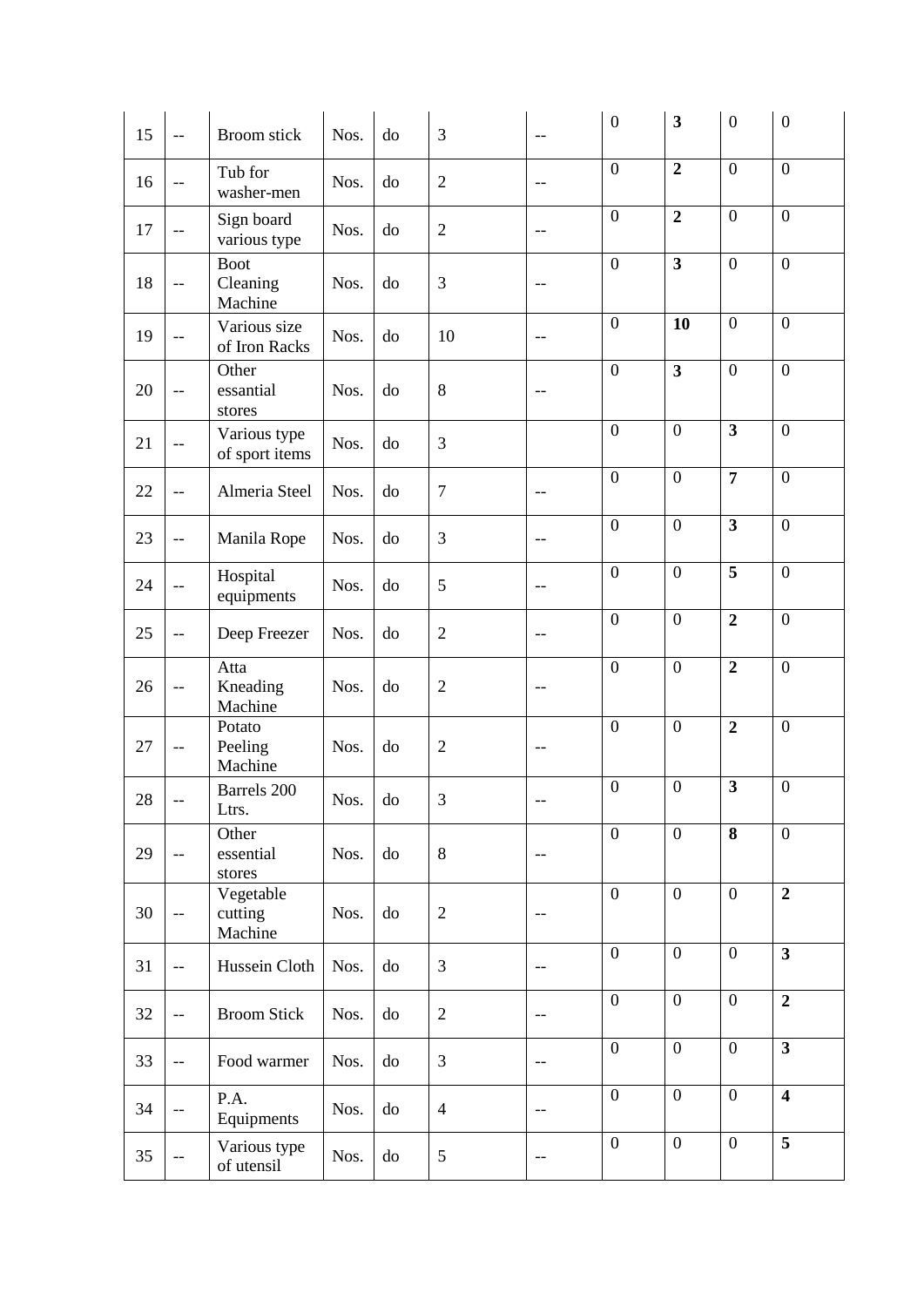| | | | | | | | | | | |
|---|---|---|---|---|---|---|---|---|---|---|
| 15 | -- | Broom stick | Nos. | do | 3 | -- | 0 | **3** | 0 | 0 |
| 16 | -- | Tub for washer-men | Nos. | do | 2 | -- | 0 | **2** | 0 | 0 |
| 17 | -- | Sign board various type | Nos. | do | 2 | -- | 0 | **2** | 0 | 0 |
| 18 | -- | Boot Cleaning Machine | Nos. | do | 3 | -- | 0 | **3** | 0 | 0 |
| 19 | -- | Various size of Iron Racks | Nos. | do | 10 | -- | 0 | **10** | 0 | 0 |
| 20 | -- | Other essential stores | Nos. | do | 8 | -- | 0 | **3** | 0 | 0 |
| 21 | -- | Various type of sport items | Nos. | do | 3 | | 0 | 0 | **3** | 0 |
| 22 | -- | Almeria Steel | Nos. | do | 7 | -- | 0 | 0 | **7** | 0 |
| 23 | -- | Manila Rope | Nos. | do | 3 | -- | 0 | 0 | **3** | 0 |
| 24 | -- | Hospital equipments | Nos. | do | 5 | -- | 0 | 0 | **5** | 0 |
| 25 | -- | Deep Freezer | Nos. | do | 2 | -- | 0 | 0 | **2** | 0 |
| 26 | -- | Atta Kneading Machine | Nos. | do | 2 | -- | 0 | 0 | **2** | 0 |
| 27 | -- | Potato Peeling Machine | Nos. | do | 2 | -- | 0 | 0 | **2** | 0 |
| 28 | -- | Barrels 200 Ltrs. | Nos. | do | 3 | -- | 0 | 0 | **3** | 0 |
| 29 | -- | Other essential stores | Nos. | do | 8 | -- | 0 | 0 | **8** | 0 |
| 30 | -- | Vegetable cutting Machine | Nos. | do | 2 | -- | 0 | 0 | 0 | **2** |
| 31 | -- | Hussein Cloth | Nos. | do | 3 | -- | 0 | 0 | 0 | **3** |
| 32 | -- | Broom Stick | Nos. | do | 2 | -- | 0 | 0 | 0 | **2** |
| 33 | -- | Food warmer | Nos. | do | 3 | -- | 0 | 0 | 0 | **3** |
| 34 | -- | P.A. Equipments | Nos. | do | 4 | -- | 0 | 0 | 0 | **4** |
| 35 | -- | Various type of utensil | Nos. | do | 5 | -- | 0 | 0 | 0 | **5** |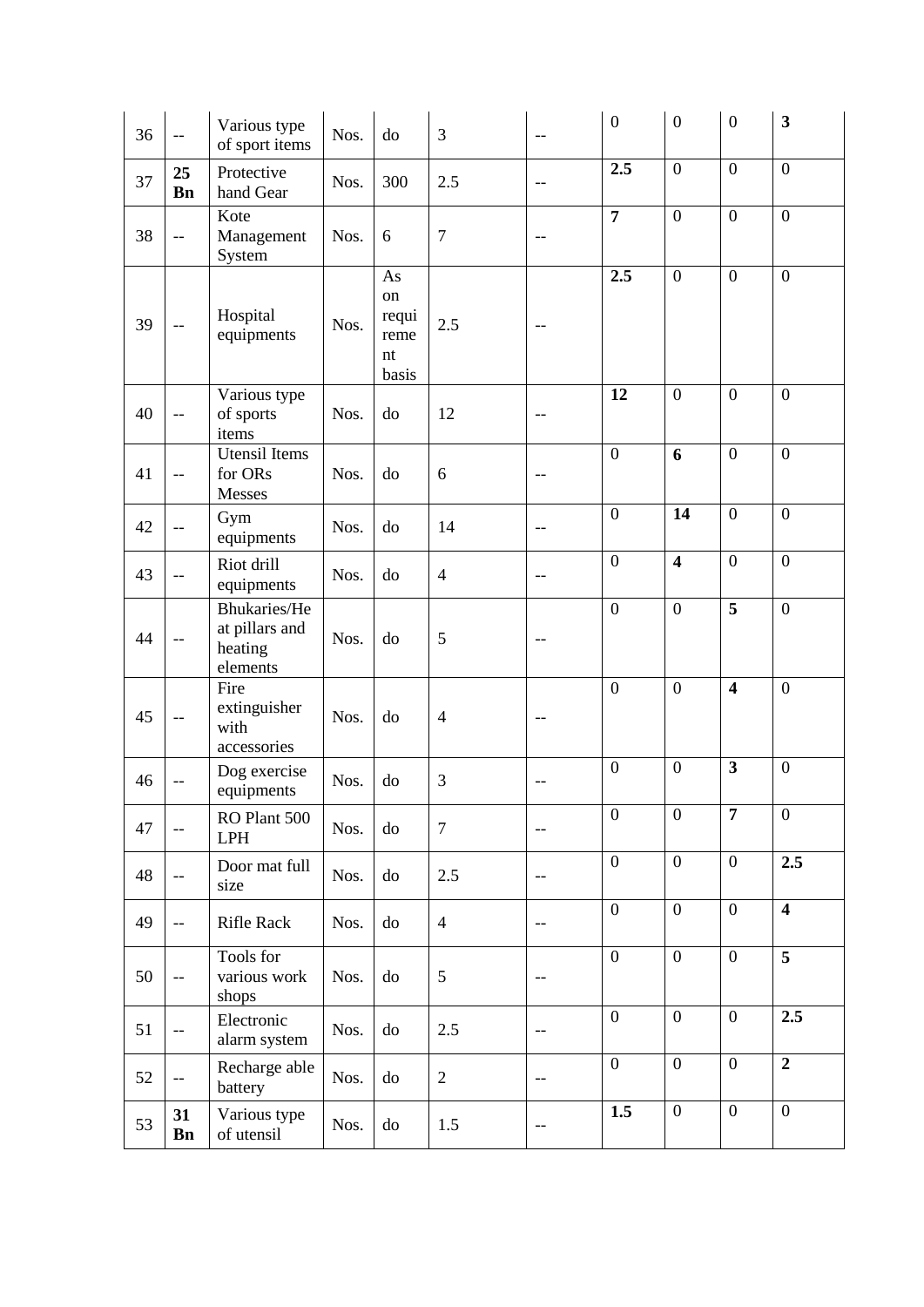| 36 | -- | Various type of sport items | Nos. | do | 3 | -- | 0 | 0 | 0 | **3** |
|---|---|---|---|---|---|---|---|---|---|---|
| 37 | **25 Bn** | Protective hand Gear | Nos. | 300 | 2.5 | -- | **2.5** | 0 | 0 | 0 |
| 38 | -- | Kote Management System | Nos. | 6 | 7 | -- | **7** | 0 | 0 | 0 |
| 39 | -- | Hospital equipments | Nos. | As on requirement basis | 2.5 | -- | **2.5** | 0 | 0 | 0 |
| 40 | -- | Various type of sports items | Nos. | do | 12 | -- | **12** | 0 | 0 | 0 |
| 41 | -- | Utensil Items for ORs Messes | Nos. | do | 6 | -- | 0 | **6** | 0 | 0 |
| 42 | -- | Gym equipments | Nos. | do | 14 | -- | 0 | **14** | 0 | 0 |
| 43 | -- | Riot drill equipments | Nos. | do | 4 | -- | 0 | **4** | 0 | 0 |
| 44 | -- | Bhukaries/Heat pillars and heating elements | Nos. | do | 5 | -- | 0 | 0 | **5** | 0 |
| 45 | -- | Fire extinguisher with accessories | Nos. | do | 4 | -- | 0 | 0 | **4** | 0 |
| 46 | -- | Dog exercise equipments | Nos. | do | 3 | -- | 0 | 0 | **3** | 0 |
| 47 | -- | RO Plant 500 LPH | Nos. | do | 7 | -- | 0 | 0 | **7** | 0 |
| 48 | -- | Door mat full size | Nos. | do | 2.5 | -- | 0 | 0 | 0 | **2.5** |
| 49 | -- | Rifle Rack | Nos. | do | 4 | -- | 0 | 0 | 0 | **4** |
| 50 | -- | Tools for various work shops | Nos. | do | 5 | -- | 0 | 0 | 0 | **5** |
| 51 | -- | Electronic alarm system | Nos. | do | 2.5 | -- | 0 | 0 | 0 | **2.5** |
| 52 | -- | Recharge able battery | Nos. | do | 2 | -- | 0 | 0 | 0 | **2** |
| 53 | **31 Bn** | Various type of utensil | Nos. | do | 1.5 | -- | **1.5** | 0 | 0 | 0 |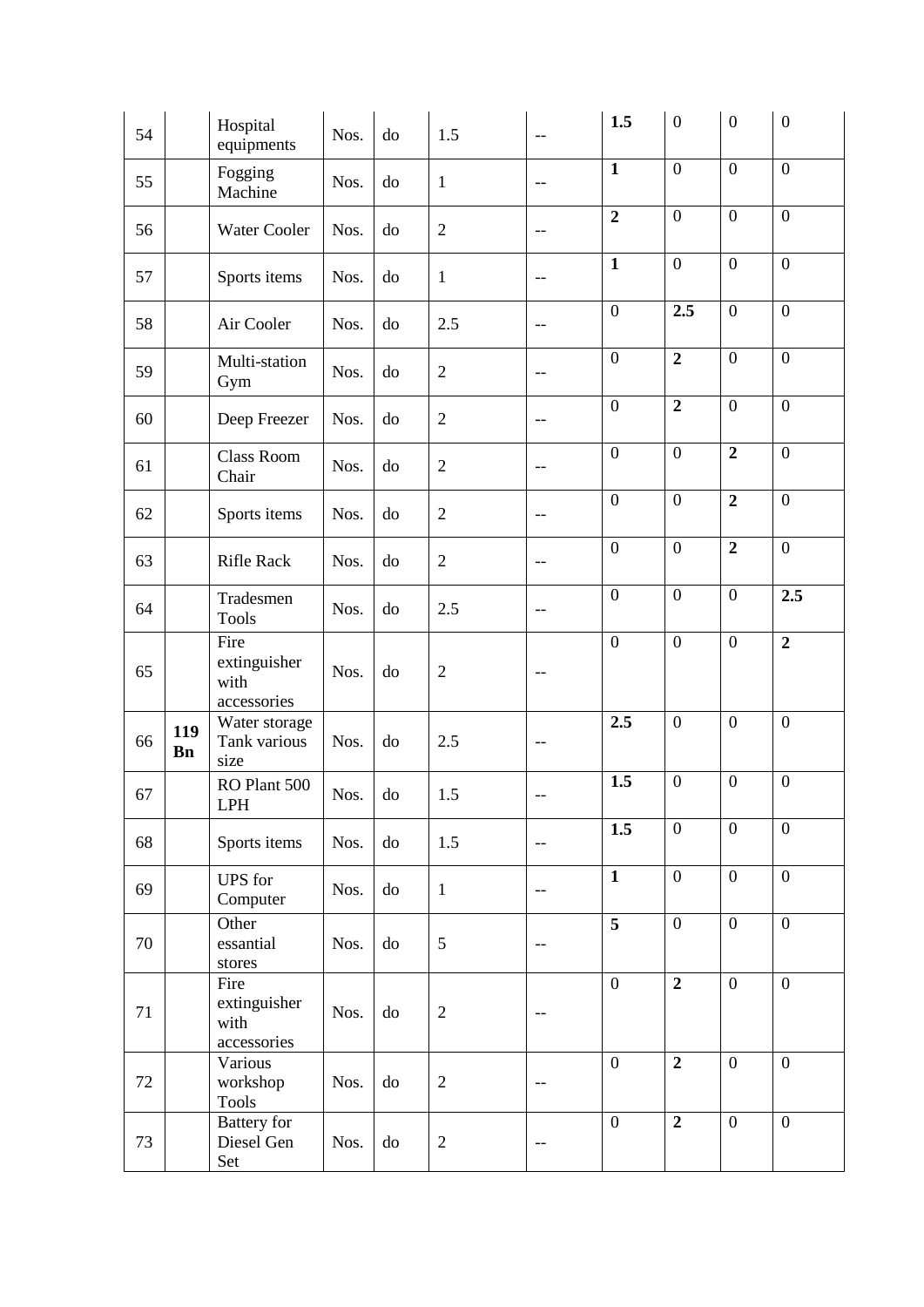| | | | | | | | | | | |
|---|---|---|---|---|---|---|---|---|---|---|
| 54 | | Hospital equipments | Nos. | do | 1.5 | -- | **1.5** | 0 | 0 | 0 |
| 55 | | Fogging Machine | Nos. | do | 1 | -- | **1** | 0 | 0 | 0 |
| 56 | | Water Cooler | Nos. | do | 2 | -- | **2** | 0 | 0 | 0 |
| 57 | | Sports items | Nos. | do | 1 | -- | **1** | 0 | 0 | 0 |
| 58 | | Air Cooler | Nos. | do | 2.5 | -- | 0 | **2.5** | 0 | 0 |
| 59 | | Multi-station Gym | Nos. | do | 2 | -- | 0 | **2** | 0 | 0 |
| 60 | | Deep Freezer | Nos. | do | 2 | -- | 0 | **2** | 0 | 0 |
| 61 | | Class Room Chair | Nos. | do | 2 | -- | 0 | 0 | **2** | 0 |
| 62 | | Sports items | Nos. | do | 2 | -- | 0 | 0 | **2** | 0 |
| 63 | | Rifle Rack | Nos. | do | 2 | -- | 0 | 0 | **2** | 0 |
| 64 | | Tradesmen Tools | Nos. | do | 2.5 | -- | 0 | 0 | 0 | **2.5** |
| 65 | | Fire extinguisher with accessories | Nos. | do | 2 | -- | 0 | 0 | 0 | **2** |
| 66 | **119 Bn** | Water storage Tank various size | Nos. | do | 2.5 | -- | **2.5** | 0 | 0 | 0 |
| 67 | | RO Plant 500 LPH | Nos. | do | 1.5 | -- | **1.5** | 0 | 0 | 0 |
| 68 | | Sports items | Nos. | do | 1.5 | -- | **1.5** | 0 | 0 | 0 |
| 69 | | UPS for Computer | Nos. | do | 1 | -- | **1** | 0 | 0 | 0 |
| 70 | | Other essantial stores | Nos. | do | 5 | -- | **5** | 0 | 0 | 0 |
| 71 | | Fire extinguisher with accessories | Nos. | do | 2 | -- | 0 | **2** | 0 | 0 |
| 72 | | Various workshop Tools | Nos. | do | 2 | -- | 0 | **2** | 0 | 0 |
| 73 | | Battery for Diesel Gen Set | Nos. | do | 2 | -- | 0 | **2** | 0 | 0 |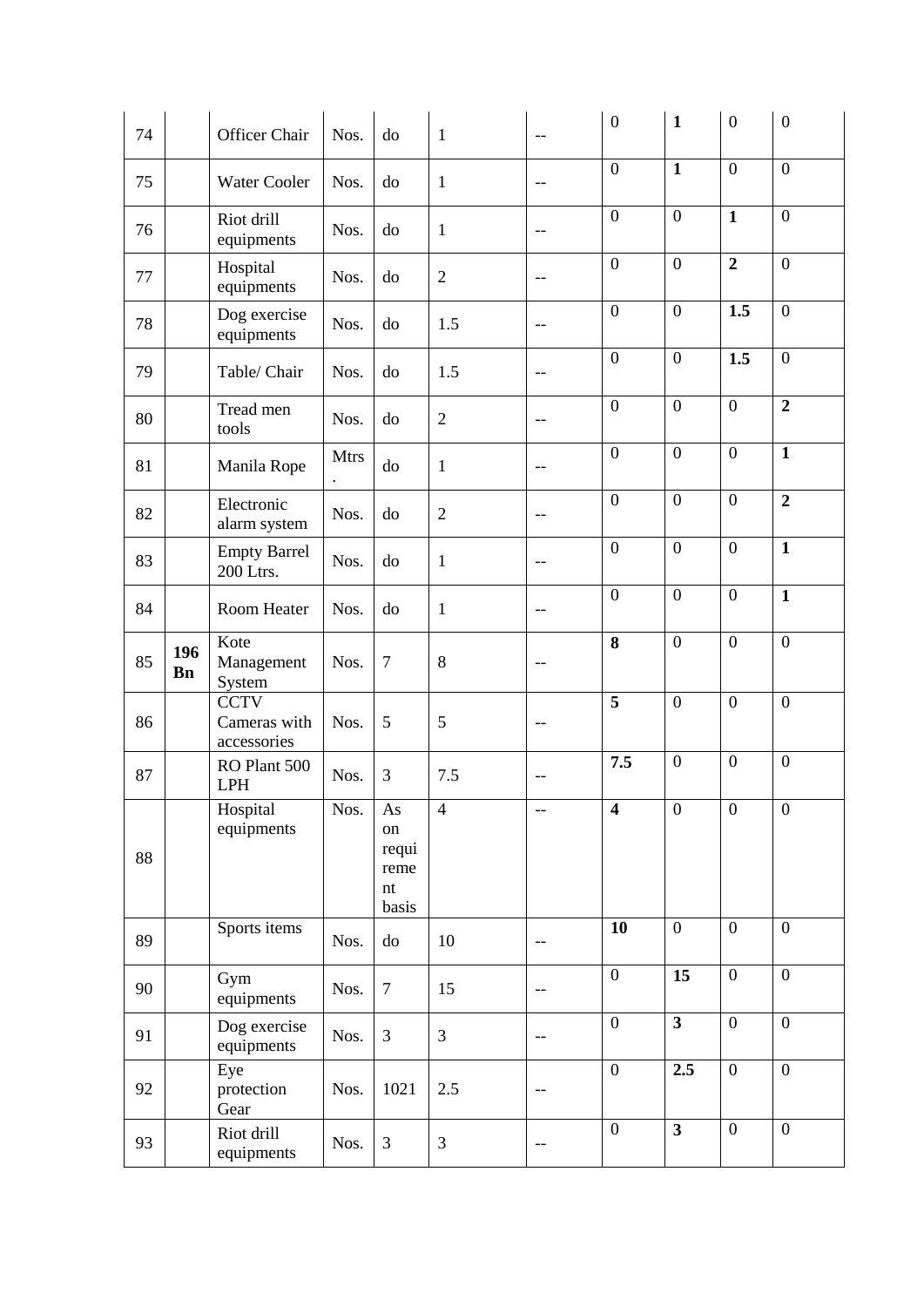| | | | | | | | | | | |
|---|---|---|---|---|---|---|---|---|---|---|
| 74 | | Officer Chair | Nos. | do | 1 | -- | 0 | **1** | 0 | 0 |
| 75 | | Water Cooler | Nos. | do | 1 | -- | 0 | **1** | 0 | 0 |
| 76 | | Riot drill equipments | Nos. | do | 1 | -- | 0 | 0 | **1** | 0 |
| 77 | | Hospital equipments | Nos. | do | 2 | -- | 0 | 0 | **2** | 0 |
| 78 | | Dog exercise equipments | Nos. | do | 1.5 | -- | 0 | 0 | **1.5** | 0 |
| 79 | | Table/ Chair | Nos. | do | 1.5 | -- | 0 | 0 | **1.5** | 0 |
| 80 | | Tread men tools | Nos. | do | 2 | -- | 0 | 0 | 0 | **2** |
| 81 | | Manila Rope | Mtrs. | do | 1 | -- | 0 | 0 | 0 | **1** |
| 82 | | Electronic alarm system | Nos. | do | 2 | -- | 0 | 0 | 0 | **2** |
| 83 | | Empty Barrel 200 Ltrs. | Nos. | do | 1 | -- | 0 | 0 | 0 | **1** |
| 84 | | Room Heater | Nos. | do | 1 | -- | 0 | 0 | 0 | **1** |
| 85 | **196 Bn** | Kote Management System | Nos. | 7 | 8 | -- | **8** | 0 | 0 | 0 |
| 86 | | CCTV Cameras with accessories | Nos. | 5 | 5 | -- | **5** | 0 | 0 | 0 |
| 87 | | RO Plant 500 LPH | Nos. | 3 | 7.5 | -- | **7.5** | 0 | 0 | 0 |
| 88 | | Hospital equipments | Nos. | As on requirement basis | 4 | -- | **4** | 0 | 0 | 0 |
| 89 | | Sports items | Nos. | do | 10 | -- | **10** | 0 | 0 | 0 |
| 90 | | Gym equipments | Nos. | 7 | 15 | -- | 0 | **15** | 0 | 0 |
| 91 | | Dog exercise equipments | Nos. | 3 | 3 | -- | 0 | **3** | 0 | 0 |
| 92 | | Eye protection Gear | Nos. | 1021 | 2.5 | -- | 0 | **2.5** | 0 | 0 |
| 93 | | Riot drill equipments | Nos. | 3 | 3 | -- | 0 | **3** | 0 | 0 |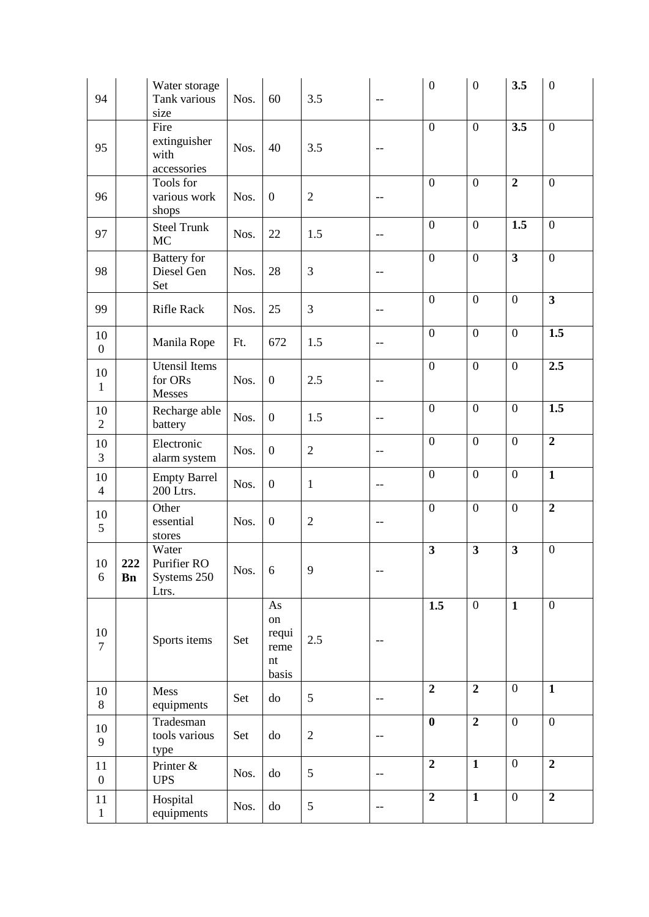| 94 | | Water storage Tank various size | Nos. | 60 | 3.5 | -- | 0 | 0 | **3.5** | 0 |
|---|---|---|---|---|---|---|---|---|---|---|
| 95 | | Fire extinguisher with accessories | Nos. | 40 | 3.5 | -- | 0 | 0 | **3.5** | 0 |
| 96 | | Tools for various work shops | Nos. | 0 | 2 | -- | 0 | 0 | **2** | 0 |
| 97 | | Steel Trunk MC | Nos. | 22 | 1.5 | -- | 0 | 0 | **1.5** | 0 |
| 98 | | Battery for Diesel Gen Set | Nos. | 28 | 3 | -- | 0 | 0 | **3** | 0 |
| 99 | | Rifle Rack | Nos. | 25 | 3 | -- | 0 | 0 | 0 | **3** |
| 100 | | Manila Rope | Ft. | 672 | 1.5 | -- | 0 | 0 | 0 | **1.5** |
| 101 | | Utensil Items for ORs Messes | Nos. | 0 | 2.5 | -- | 0 | 0 | 0 | **2.5** |
| 102 | | Recharge able battery | Nos. | 0 | 1.5 | -- | 0 | 0 | 0 | **1.5** |
| 103 | | Electronic alarm system | Nos. | 0 | 2 | -- | 0 | 0 | 0 | **2** |
| 104 | | Empty Barrel 200 Ltrs. | Nos. | 0 | 1 | -- | 0 | 0 | 0 | **1** |
| 105 | | Other essential stores | Nos. | 0 | 2 | -- | 0 | 0 | 0 | **2** |
| 106 | **222 Bn** | Water Purifier RO Systems 250 Ltrs. | Nos. | 6 | 9 | -- | **3** | **3** | **3** | 0 |
| 107 | | Sports items | Set | As on requirement basis | 2.5 | -- | **1.5** | 0 | **1** | 0 |
| 108 | | Mess equipments | Set | do | 5 | -- | **2** | **2** | 0 | **1** |
| 109 | | Tradesman tools various type | Set | do | 2 | -- | **0** | **2** | 0 | 0 |
| 110 | | Printer & UPS | Nos. | do | 5 | -- | **2** | **1** | 0 | **2** |
| 111 | | Hospital equipments | Nos. | do | 5 | -- | **2** | **1** | 0 | **2** |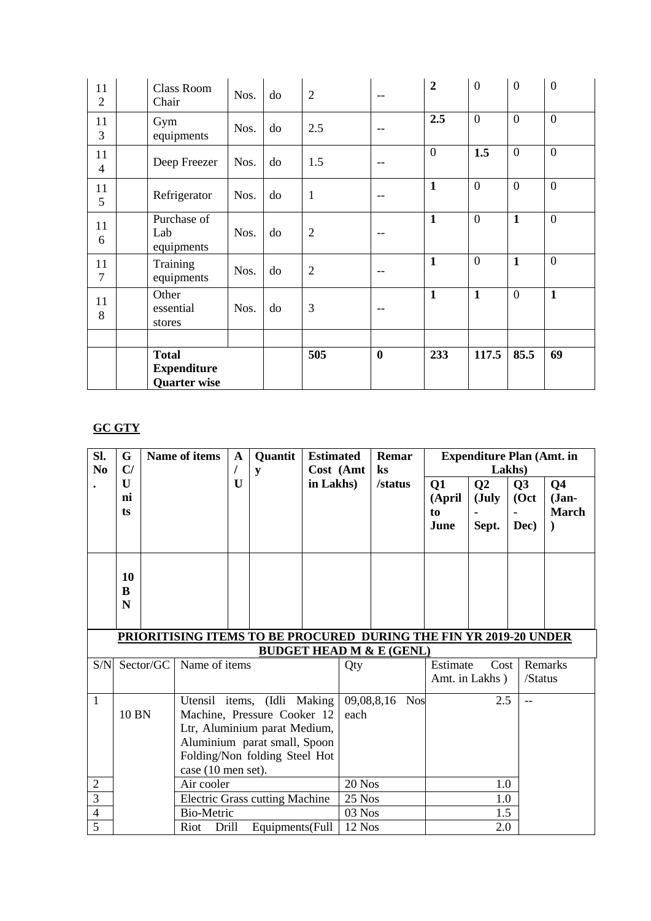| 112 | | Class Room Chair | Nos. | do | 2 | -- | **2** | 0 | 0 | 0 |
|---|---|---|---|---|---|---|---|---|---|---|
| 113 | | Gym equipments | Nos. | do | 2.5 | -- | **2.5** | 0 | 0 | 0 |
| 114 | | Deep Freezer | Nos. | do | 1.5 | -- | 0 | **1.5** | 0 | 0 |
| 115 | | Refrigerator | Nos. | do | 1 | -- | **1** | 0 | 0 | 0 |
| 116 | | Purchase of Lab equipments | Nos. | do | 2 | -- | **1** | 0 | **1** | 0 |
| 117 | | Training equipments | Nos. | do | 2 | -- | **1** | 0 | **1** | 0 |
| 118 | | Other essential stores | Nos. | do | 3 | -- | **1** | **1** | 0 | **1** |
| | | | | | | | | | | |
| | | **Total Expenditure Quarter wise** | | | **505** | **0** | **233** | **117.5** | **85.5** | **69** |

## GC GTY

| Sl. No. | GC/ Units | Name of items | A/U | Quantity | Estimated Cost (Amt in Lakhs) | Remarks /status | Expenditure Plan (Amt. in Lakhs) | | | |
|---|---|---|---|---|---|---|---|---|---|---|
| | | | | | | | **Q1 (April to June** | **Q2 (July - Sept.** | **Q3 (Oct - Dec)** | **Q4 (Jan-March)** |
| | **10 BN** | | | | | | | | | |

**PRIORITISING ITEMS TO BE PROCURED DURING THE FIN YR 2019-20 UNDER BUDGET HEAD M & E (GENL)**

| S/N | Sector/GC | Name of items | Qty | Estimate Cost Amt. in Lakhs ) | Remarks /Status |
|---|---|---|---|---|---|
| 1 | 10 BN | Utensil items, (Idli Making Machine, Pressure Cooker 12 Ltr, Aluminium parat Medium, Aluminium parat small, Spoon Folding/Non folding Steel Hot case (10 men set). | 09,08,8,16 Nos each | 2.5 | -- |
| 2 | | Air cooler | 20 Nos | 1.0 | |
| 3 | | Electric Grass cutting Machine | 25 Nos | 1.0 | |
| 4 | | Bio-Metric | 03 Nos | 1.5 | |
| 5 | | Riot Drill Equipments(Full | 12 Nos | 2.0 | |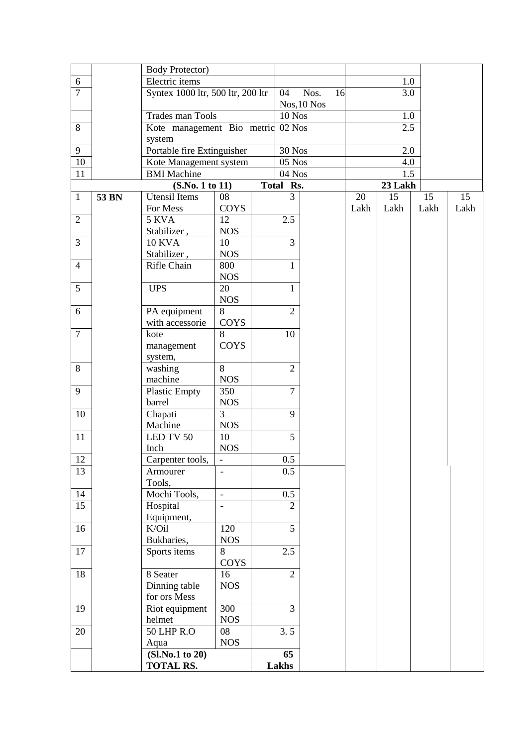| | | | | | | | | |
|---|---|---|---|---|---|---|---|---|
| | | Body Protector) | | | | | | |
| 6 | | Electric items | | | | 1.0 | | |
| 7 | | Syntex 1000 ltr, 500 ltr, 200 ltr | 04 Nos. 16 Nos,10 Nos | | | 3.0 | | |
| | | Trades man Tools | 10 Nos | | | 1.0 | | |
| 8 | | Kote management Bio metric system | 02 Nos | | | 2.5 | | |
| 9 | | Portable fire Extinguisher | 30 Nos | | | 2.0 | | |
| 10 | | Kote Management system | 05 Nos | | | 4.0 | | |
| 11 | | BMI Machine | 04 Nos | | | 1.5 | | |
| | | **(S.No. 1 to 11)** | **Total Rs.** | | | **23 Lakh** | | |

| | | | | | | | | |
|---|---|---|---|---|---|---|---|---|
| 1 | **53 BN** | Utensil Items For Mess | 08 COYS | 3 | 20 Lakh | 15 Lakh | 15 Lakh | 15 Lakh |
| 2 | | 5 KVA Stabilizer , | 12 NOS | 2.5 | | | | |
| 3 | | 10 KVA Stabilizer , | 10 NOS | 3 | | | | |
| 4 | | Rifle Chain | 800 NOS | 1 | | | | |
| 5 | | UPS | 20 NOS | 1 | | | | |
| 6 | | PA equipment with accessorie | 8 COYS | 2 | | | | |
| 7 | | kote management system, | 8 COYS | 10 | | | | |
| 8 | | washing machine | 8 NOS | 2 | | | | |
| 9 | | Plastic Empty barrel | 350 NOS | 7 | | | | |
| 10 | | Chapati Machine | 3 NOS | 9 | | | | |
| 11 | | LED TV 50 Inch | 10 NOS | 5 | | | | |
| 12 | | Carpenter tools, | - | 0.5 | | | | |
| 13 | | Armourer Tools, | - | 0.5 | | | | |
| 14 | | Mochi Tools, | - | 0.5 | | | | |
| 15 | | Hospital Equipment, | - | 2 | | | | |
| 16 | | K/Oil Bukharies, | 120 NOS | 5 | | | | |
| 17 | | Sports items | 8 COYS | 2.5 | | | | |
| 18 | | 8 Seater Dinning table for ors Mess | 16 NOS | 2 | | | | |
| 19 | | Riot equipment helmet | 300 NOS | 3 | | | | |
| 20 | | 50 LHP R.O Aqua | 08 NOS | 3. 5 | | | | |
| | | **(Sl.No.1 to 20) TOTAL RS.** | | **65 Lakhs** | | | | |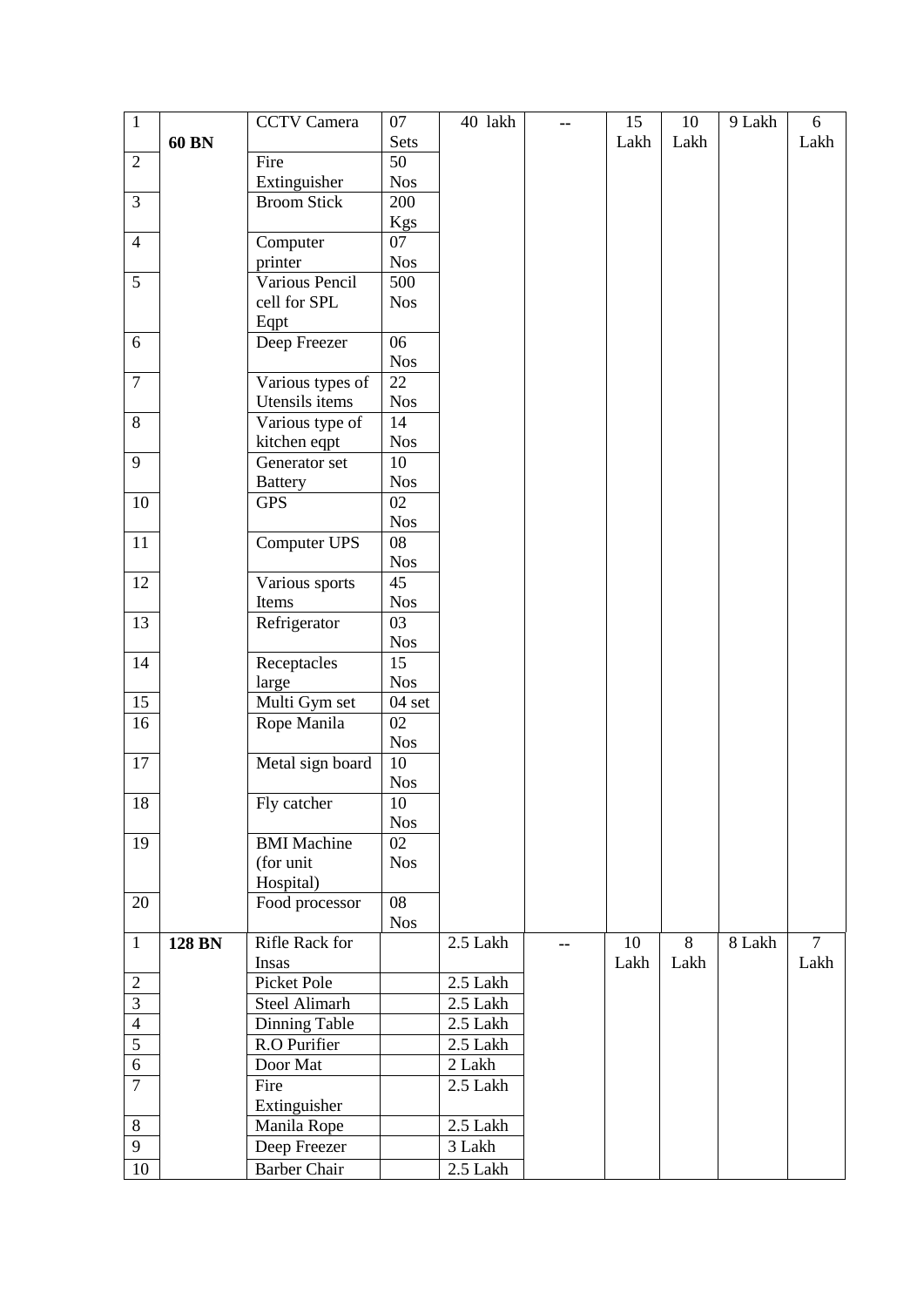| 1 | 60 BN | CCTV Camera | 07 Sets | 40 lakh | -- | 15 Lakh | 10 Lakh | 9 Lakh | 6 Lakh |
|---|---|---|---|---|---|---|---|---|---|
| 2 | | Fire Extinguisher | 50 Nos | | | | | | |
| 3 | | Broom Stick | 200 Kgs | | | | | | |
| 4 | | Computer printer | 07 Nos | | | | | | |
| 5 | | Various Pencil cell for SPL Eqpt | 500 Nos | | | | | | |
| 6 | | Deep Freezer | 06 Nos | | | | | | |
| 7 | | Various types of Utensils items | 22 Nos | | | | | | |
| 8 | | Various type of kitchen eqpt | 14 Nos | | | | | | |
| 9 | | Generator set Battery | 10 Nos | | | | | | |
| 10 | | GPS | 02 Nos | | | | | | |
| 11 | | Computer UPS | 08 Nos | | | | | | |
| 12 | | Various sports Items | 45 Nos | | | | | | |
| 13 | | Refrigerator | 03 Nos | | | | | | |
| 14 | | Receptacles large | 15 Nos | | | | | | |
| 15 | | Multi Gym set | 04 set | | | | | | |
| 16 | | Rope Manila | 02 Nos | | | | | | |
| 17 | | Metal sign board | 10 Nos | | | | | | |
| 18 | | Fly catcher | 10 Nos | | | | | | |
| 19 | | BMI Machine (for unit Hospital) | 02 Nos | | | | | | |
| 20 | | Food processor | 08 Nos | | | | | | |
| 1 | 128 BN | Rifle Rack for Insas | | 2.5 Lakh | -- | 10 Lakh | 8 Lakh | 8 Lakh | 7 Lakh |
| 2 | | Picket Pole | | 2.5 Lakh | | | | | |
| 3 | | Steel Alimarh | | 2.5 Lakh | | | | | |
| 4 | | Dinning Table | | 2.5 Lakh | | | | | |
| 5 | | R.O Purifier | | 2.5 Lakh | | | | | |
| 6 | | Door Mat | | 2 Lakh | | | | | |
| 7 | | Fire Extinguisher | | 2.5 Lakh | | | | | |
| 8 | | Manila Rope | | 2.5 Lakh | | | | | |
| 9 | | Deep Freezer | | 3 Lakh | | | | | |
| 10 | | Barber Chair | | 2.5 Lakh | | | | | |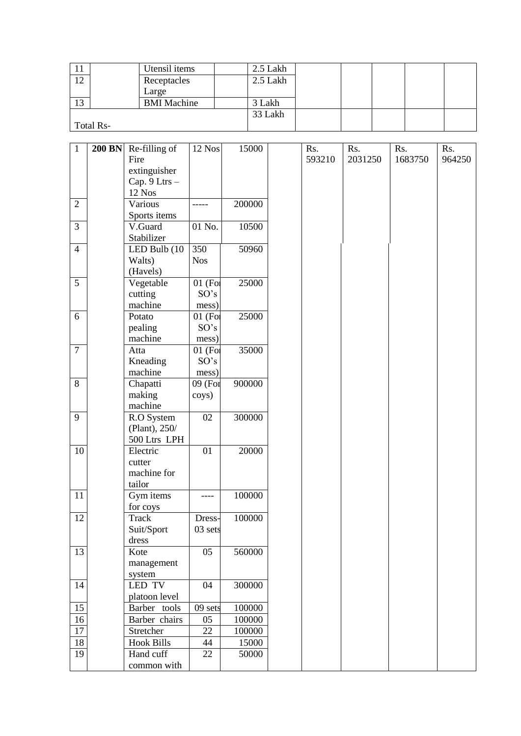| | | | | | | | | | |
|---|---|---|---|---|---|---|---|---|---|
| 11 | | Utensil items | | 2.5 Lakh | | | | | |
| 12 | | Receptacles Large | | 2.5 Lakh | | | | | |
| 13 | | BMI Machine | | 3 Lakh | | | | | |
| Total Rs- | | | | 33 Lakh | | | | | |

| | | | | | | | | | |
|---|---|---|---|---|---|---|---|---|---|
| 1 | **200 BN** | Re-filling of Fire extinguisher Cap. 9 Ltrs – 12 Nos | 12 Nos | 15000 | | Rs. 593210 | Rs. 2031250 | Rs. 1683750 | Rs. 964250 |
| 2 | | Various Sports items | ----- | 200000 | | | | | |
| 3 | | V.Guard Stabilizer | 01 No. | 10500 | | | | | |
| 4 | | LED Bulb (10 Walts) (Havels) | 350 Nos | 50960 | | | | | |
| 5 | | Vegetable cutting machine | 01 (For SO's mess) | 25000 | | | | | |
| 6 | | Potato pealing machine | 01 (For SO's mess) | 25000 | | | | | |
| 7 | | Atta Kneading machine | 01 (For SO's mess) | 35000 | | | | | |
| 8 | | Chapatti making machine | 09 (For coys) | 900000 | | | | | |
| 9 | | R.O System (Plant), 250/ 500 Ltrs LPH | 02 | 300000 | | | | | |
| 10 | | Electric cutter machine for tailor | 01 | 20000 | | | | | |
| 11 | | Gym items for coys | ---- | 100000 | | | | | |
| 12 | | Track Suit/Sport dress | Dress-03 sets | 100000 | | | | | |
| 13 | | Kote management system | 05 | 560000 | | | | | |
| 14 | | LED TV platoon level | 04 | 300000 | | | | | |
| 15 | | Barber tools | 09 sets | 100000 | | | | | |
| 16 | | Barber chairs | 05 | 100000 | | | | | |
| 17 | | Stretcher | 22 | 100000 | | | | | |
| 18 | | Hook Bills | 44 | 15000 | | | | | |
| 19 | | Hand cuff common with | 22 | 50000 | | | | | |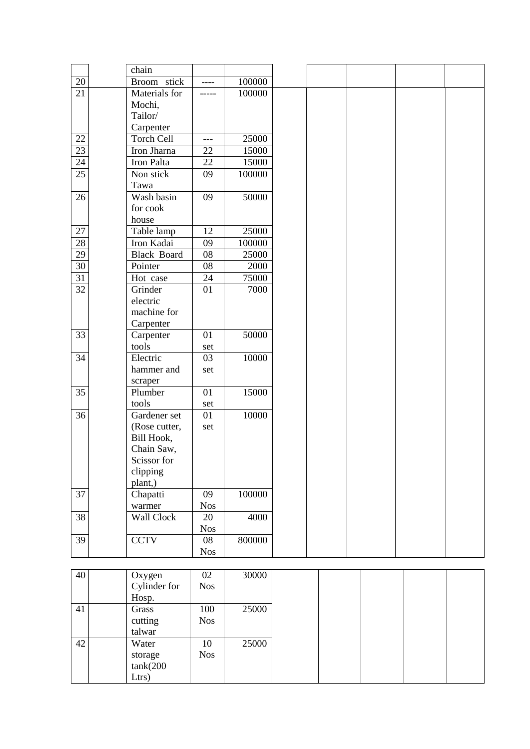| | | | | | | | | |
|---|---|---|---|---|---|---|---|---|
| | | chain | | | | | | |
| 20 | | Broom stick | ---- | 100000 | | | | |
| 21 | | Materials for Mochi, Tailor/ Carpenter | ----- | 100000 | | | | |
| 22 | | Torch Cell | --- | 25000 | | | | |
| 23 | | Iron Jharna | 22 | 15000 | | | | |
| 24 | | Iron Palta | 22 | 15000 | | | | |
| 25 | | Non stick Tawa | 09 | 100000 | | | | |
| 26 | | Wash basin for cook house | 09 | 50000 | | | | |
| 27 | | Table lamp | 12 | 25000 | | | | |
| 28 | | Iron Kadai | 09 | 100000 | | | | |
| 29 | | Black Board | 08 | 25000 | | | | |
| 30 | | Pointer | 08 | 2000 | | | | |
| 31 | | Hot case | 24 | 75000 | | | | |
| 32 | | Grinder electric machine for Carpenter | 01 | 7000 | | | | |
| 33 | | Carpenter tools | 01 set | 50000 | | | | |
| 34 | | Electric hammer and scraper | 03 set | 10000 | | | | |
| 35 | | Plumber tools | 01 set | 15000 | | | | |
| 36 | | Gardener set (Rose cutter, Bill Hook, Chain Saw, Scissor for clipping plant,) | 01 set | 10000 | | | | |
| 37 | | Chapatti warmer | 09 Nos | 100000 | | | | |
| 38 | | Wall Clock | 20 Nos | 4000 | | | | |
| 39 | | CCTV | 08 Nos | 800000 | | | | |
| 40 | | Oxygen Cylinder for Hosp. | 02 Nos | 30000 | | | | |
| 41 | | Grass cutting talwar | 100 Nos | 25000 | | | | |
| 42 | | Water storage tank(200 Ltrs) | 10 Nos | 25000 | | | | |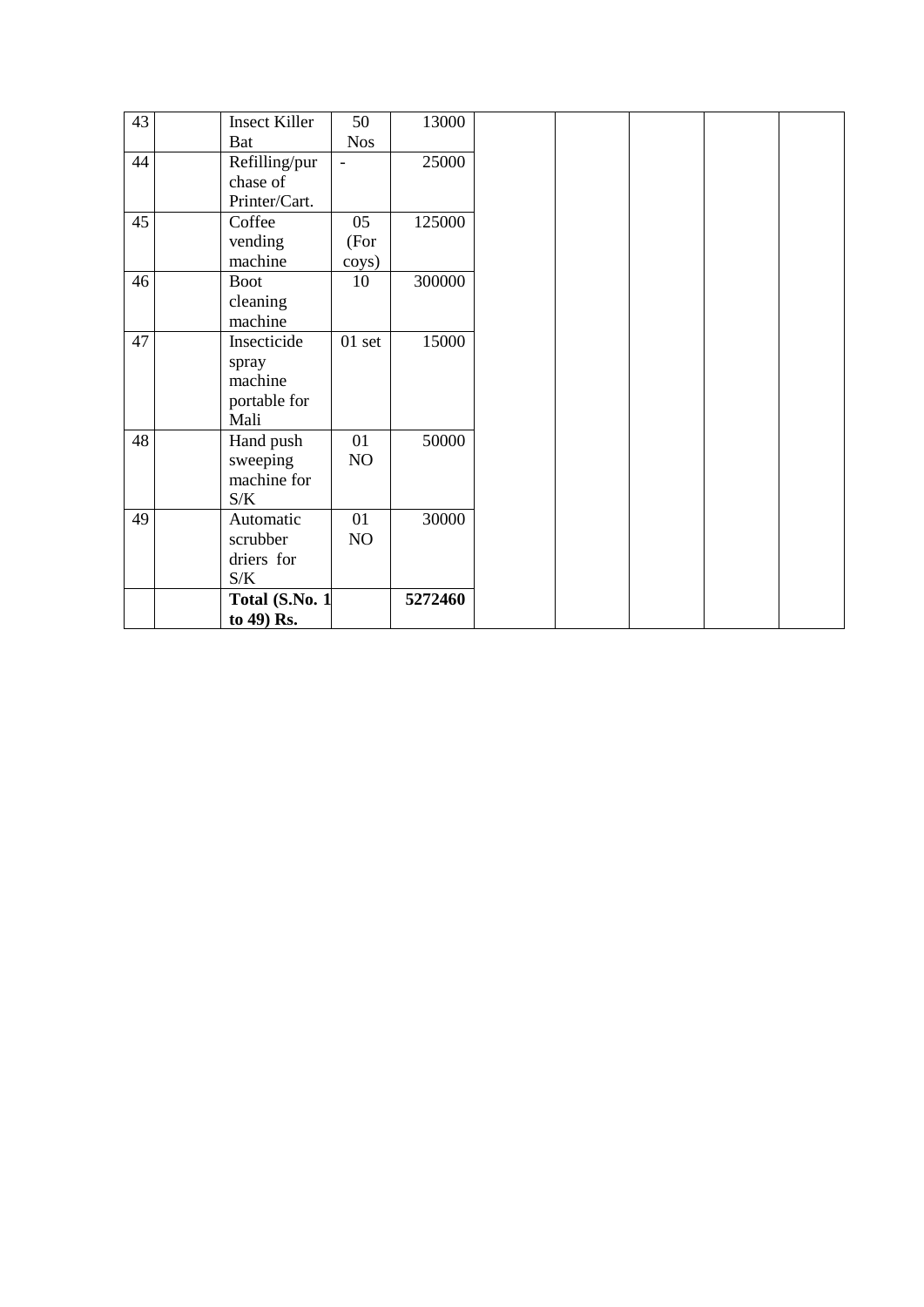| 43 | | Insect Killer Bat | 50 Nos | 13000 | | | | | |
|---|---|---|---|---|---|---|---|---|---|
| 44 | | Refilling/purchase of Printer/Cart. | - | 25000 | | | | | |
| 45 | | Coffee vending machine | 05 (For coys) | 125000 | | | | | |
| 46 | | Boot cleaning machine | 10 | 300000 | | | | | |
| 47 | | Insecticide spray machine portable for Mali | 01 set | 15000 | | | | | |
| 48 | | Hand push sweeping machine for S/K | 01 NO | 50000 | | | | | |
| 49 | | Automatic scrubber driers for S/K | 01 NO | 30000 | | | | | |
| | | **Total (S.No. 1 to 49) Rs.** | | **5272460** | | | | | |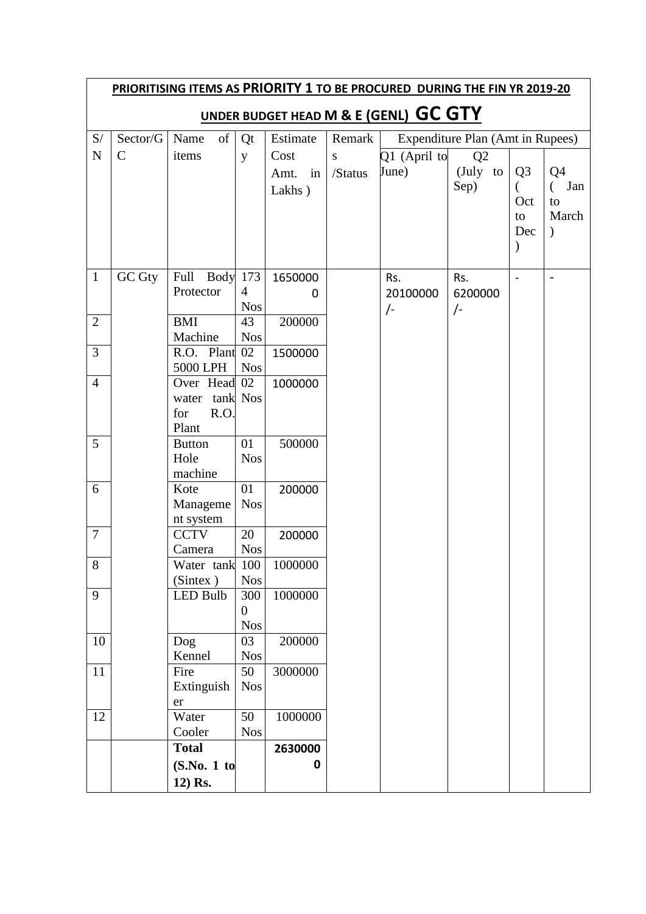**PRIORITISING ITEMS AS PRIORITY 1 TO BE PROCURED DURING THE FIN YR 2019-20**

**UNDER BUDGET HEAD M & E (GENL) GC GTY**

| S/N | Sector/GC | Name of items | Qty | Estimate Cost Amt. in Lakhs ) | Remarks /Status | Expenditure Plan (Amt in Rupees) | | | |
|---|---|---|---|---|---|---|---|---|---|
| | | | | | | Q1 (April to June) | Q2 (July to Sep) | Q3 ( Oct to Dec ) | Q4 ( Jan to March ) |
| 1 | GC Gty | Full Body Protector | 1734 Nos | 16500000 | | Rs. 20100000 /- | Rs. 6200000 /- | - | - |
| 2 | | BMI Machine | 43 Nos | 200000 | | | | | |
| 3 | | R.O. Plant 5000 LPH | 02 Nos | 1500000 | | | | | |
| 4 | | Over Head water tank for R.O. Plant | 02 Nos | 1000000 | | | | | |
| 5 | | Button Hole machine | 01 Nos | 500000 | | | | | |
| 6 | | Kote Management system | 01 Nos | 200000 | | | | | |
| 7 | | CCTV Camera | 20 Nos | 200000 | | | | | |
| 8 | | Water tank (Sintex ) | 100 Nos | 1000000 | | | | | |
| 9 | | LED Bulb | 3000 Nos | 1000000 | | | | | |
| 10 | | Dog Kennel | 03 Nos | 200000 | | | | | |
| 11 | | Fire Extinguisher | 50 Nos | 3000000 | | | | | |
| 12 | | Water Cooler | 50 Nos | 1000000 | | | | | |
| | | **Total (S.No. 1 to 12) Rs.** | | **26300000** | | | | | |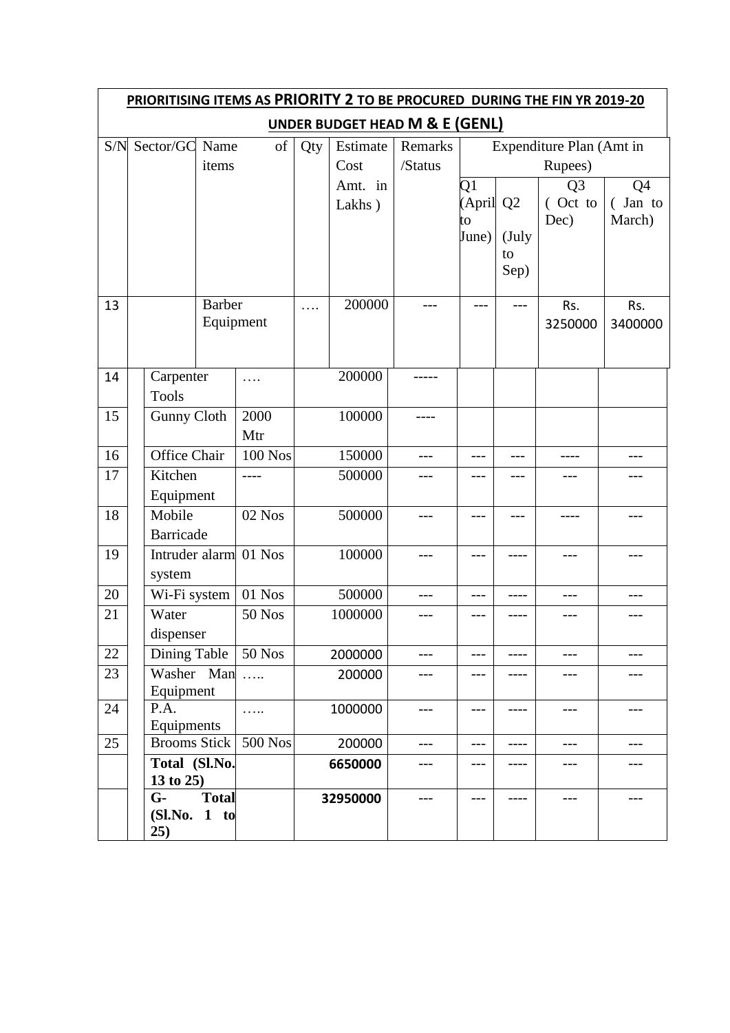**PRIORITISING ITEMS AS PRIORITY 2 TO BE PROCURED DURING THE FIN YR 2019-20 UNDER BUDGET HEAD M & E (GENL)**

| S/N | Sector/GC | Name of items | Qty | Estimate Cost Amt. in Lakhs ) | Remarks /Status | Expenditure Plan (Amt in Rupees) | | | |
|---|---|---|---|---|---|---|---|---|---|
| | | | | | | Q1 (April to June) | Q2 (July to Sep) | Q3 ( Oct to Dec) | Q4 ( Jan to March) |
| 13 | | Barber Equipment | …. | 200000 | --- | --- | --- | Rs. 3250000 | Rs. 3400000 |
| 14 | | Carpenter Tools | …. | 200000 | ----- | | | | |
| 15 | | Gunny Cloth | 2000 Mtr | 100000 | ---- | | | | |
| 16 | | Office Chair | 100 Nos | 150000 | --- | --- | --- | ---- | --- |
| 17 | | Kitchen Equipment | ---- | 500000 | --- | --- | --- | --- | --- |
| 18 | | Mobile Barricade | 02 Nos | 500000 | --- | --- | --- | ---- | --- |
| 19 | | Intruder alarm system | 01 Nos | 100000 | --- | --- | ---- | --- | --- |
| 20 | | Wi-Fi system | 01 Nos | 500000 | --- | --- | ---- | --- | --- |
| 21 | | Water dispenser | 50 Nos | 1000000 | --- | --- | ---- | --- | --- |
| 22 | | Dining Table | 50 Nos | 2000000 | --- | --- | ---- | --- | --- |
| 23 | | Washer Man Equipment | ….. | 200000 | --- | --- | ---- | --- | --- |
| 24 | | P.A. Equipments | ….. | 1000000 | --- | --- | ---- | --- | --- |
| 25 | | Brooms Stick | 500 Nos | 200000 | --- | --- | ---- | --- | --- |
| | | **Total (Sl.No. 13 to 25)** | | **6650000** | --- | --- | ---- | --- | --- |
| | | **G- Total (Sl.No. 1 to 25)** | | **32950000** | --- | --- | ---- | --- | --- |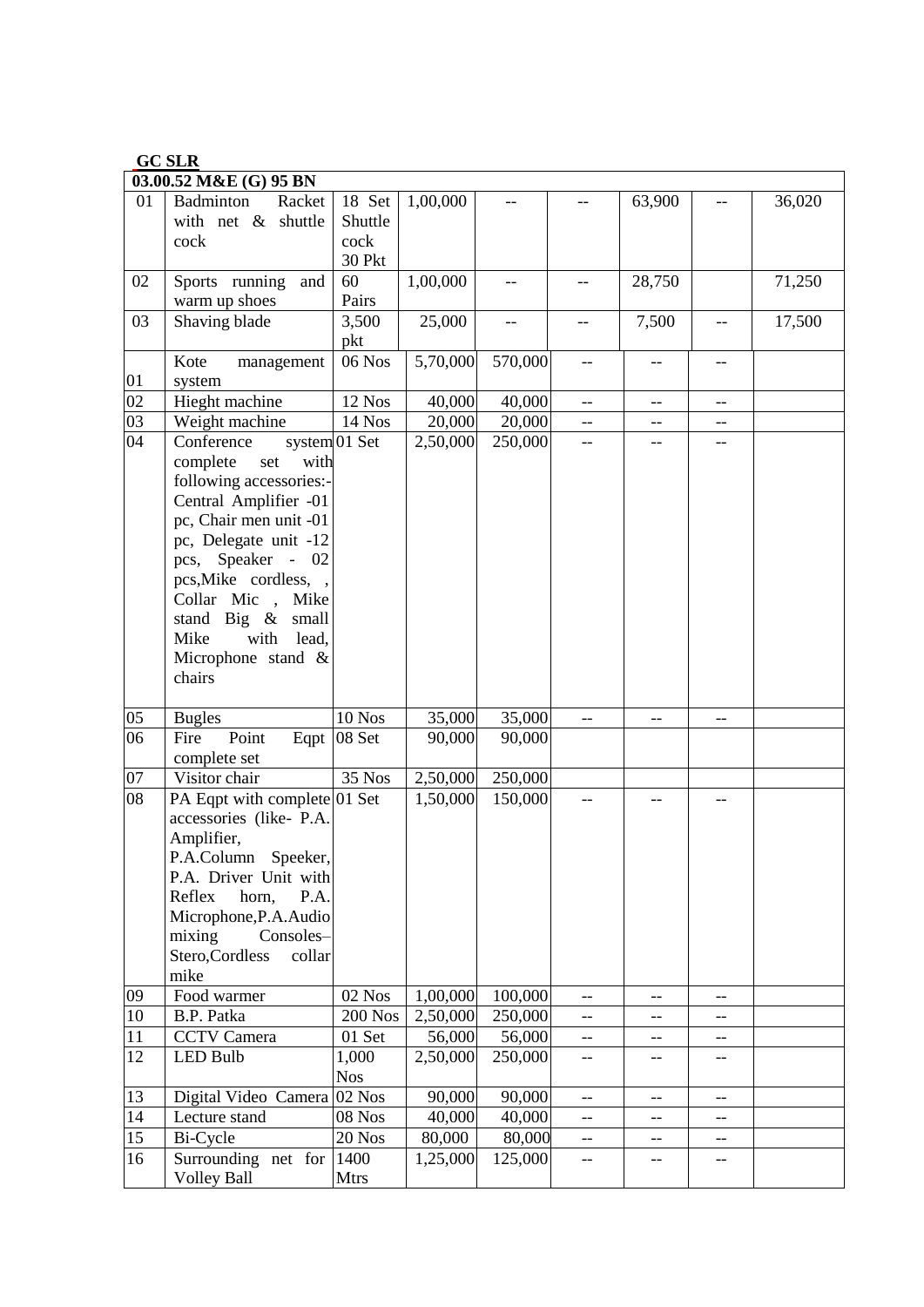**GC SLR**

| 03.00.52 M&E (G) 95 BN | | | | | | | | |
|---|---|---|---|---|---|---|---|---|
| 01 | Badminton Racket with net & shuttle cock | 18 Set Shuttle cock 30 Pkt | 1,00,000 | -- | -- | 63,900 | -- | 36,020 |
| 02 | Sports running and warm up shoes | 60 Pairs | 1,00,000 | -- | -- | 28,750 | | 71,250 |
| 03 | Shaving blade | 3,500 pkt | 25,000 | -- | -- | 7,500 | -- | 17,500 |
| 01 | Kote management system | 06 Nos | 5,70,000 | 570,000 | -- | -- | -- | |
| 02 | Hieght machine | 12 Nos | 40,000 | 40,000 | -- | -- | -- | |
| 03 | Weight machine | 14 Nos | 20,000 | 20,000 | -- | -- | -- | |
| 04 | Conference system complete set with following accessories:- Central Amplifier -01 pc, Chair men unit -01 pc, Delegate unit -12 pcs, Speaker - 02 pcs,Mike cordless, , Collar Mic , Mike stand Big & small Mike with lead, Microphone stand & chairs | 01 Set | 2,50,000 | 250,000 | -- | -- | -- | |
| 05 | Bugles | 10 Nos | 35,000 | 35,000 | -- | -- | -- | |
| 06 | Fire Point Eqpt complete set | 08 Set | 90,000 | 90,000 | | | | |
| 07 | Visitor chair | 35 Nos | 2,50,000 | 250,000 | | | | |
| 08 | PA Eqpt with complete accessories (like- P.A. Amplifier, P.A.Column Speeker, P.A. Driver Unit with Reflex horn, P.A. Microphone,P.A.Audio mixing Consoles– Stero,Cordless collar mike | 01 Set | 1,50,000 | 150,000 | -- | -- | -- | |
| 09 | Food warmer | 02 Nos | 1,00,000 | 100,000 | -- | -- | -- | |
| 10 | B.P. Patka | 200 Nos | 2,50,000 | 250,000 | -- | -- | -- | |
| 11 | CCTV Camera | 01 Set | 56,000 | 56,000 | -- | -- | -- | |
| 12 | LED Bulb | 1,000 Nos | 2,50,000 | 250,000 | -- | -- | -- | |
| 13 | Digital Video Camera | 02 Nos | 90,000 | 90,000 | -- | -- | -- | |
| 14 | Lecture stand | 08 Nos | 40,000 | 40,000 | -- | -- | -- | |
| 15 | Bi-Cycle | 20 Nos | 80,000 | 80,000 | -- | -- | -- | |
| 16 | Surrounding net for Volley Ball | 1400 Mtrs | 1,25,000 | 125,000 | -- | -- | -- | |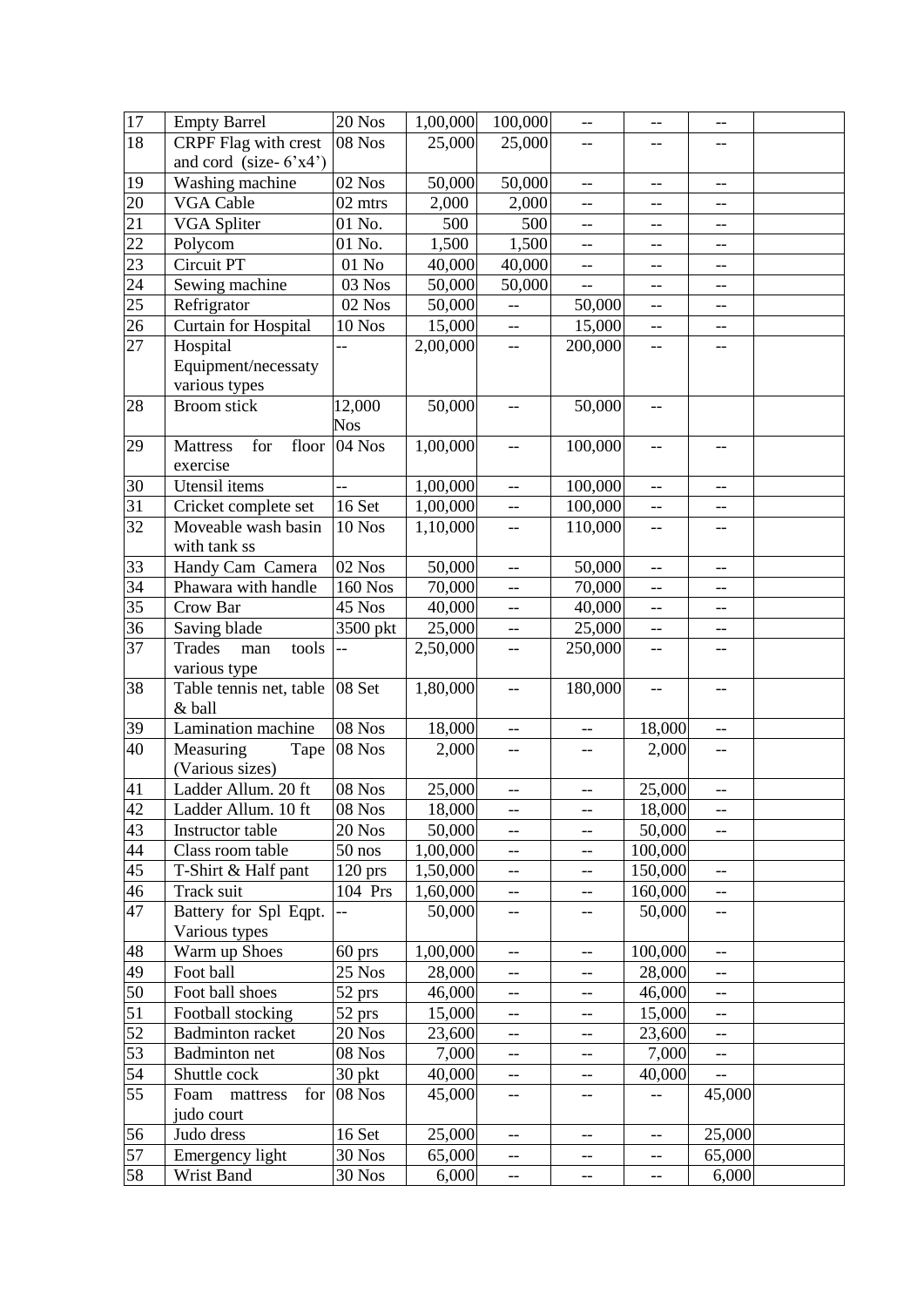| | | | | | | | | |
|---|---|---|---|---|---|---|---|---|
| 17 | Empty Barrel | 20 Nos | 1,00,000 | 100,000 | -- | -- | -- | |
| 18 | CRPF Flag with crest and cord (size- 6'x4') | 08 Nos | 25,000 | 25,000 | -- | -- | -- | |
| 19 | Washing machine | 02 Nos | 50,000 | 50,000 | -- | -- | -- | |
| 20 | VGA Cable | 02 mtrs | 2,000 | 2,000 | -- | -- | -- | |
| 21 | VGA Spliter | 01 No. | 500 | 500 | -- | -- | -- | |
| 22 | Polycom | 01 No. | 1,500 | 1,500 | -- | -- | -- | |
| 23 | Circuit PT | 01 No | 40,000 | 40,000 | -- | -- | -- | |
| 24 | Sewing machine | 03 Nos | 50,000 | 50,000 | -- | -- | -- | |
| 25 | Refrigrator | 02 Nos | 50,000 | -- | 50,000 | -- | -- | |
| 26 | Curtain for Hospital | 10 Nos | 15,000 | -- | 15,000 | -- | -- | |
| 27 | Hospital Equipment/necessaty various types | -- | 2,00,000 | -- | 200,000 | -- | -- | |
| 28 | Broom stick | 12,000 Nos | 50,000 | -- | 50,000 | -- | | |
| 29 | Mattress for floor exercise | 04 Nos | 1,00,000 | -- | 100,000 | -- | -- | |
| 30 | Utensil items | -- | 1,00,000 | -- | 100,000 | -- | -- | |
| 31 | Cricket complete set | 16 Set | 1,00,000 | -- | 100,000 | -- | -- | |
| 32 | Moveable wash basin with tank ss | 10 Nos | 1,10,000 | -- | 110,000 | -- | -- | |
| 33 | Handy Cam Camera | 02 Nos | 50,000 | -- | 50,000 | -- | -- | |
| 34 | Phawara with handle | 160 Nos | 70,000 | -- | 70,000 | -- | -- | |
| 35 | Crow Bar | 45 Nos | 40,000 | -- | 40,000 | -- | -- | |
| 36 | Saving blade | 3500 pkt | 25,000 | -- | 25,000 | -- | -- | |
| 37 | Trades man tools various type | -- | 2,50,000 | -- | 250,000 | -- | -- | |
| 38 | Table tennis net, table & ball | 08 Set | 1,80,000 | -- | 180,000 | -- | -- | |
| 39 | Lamination machine | 08 Nos | 18,000 | -- | -- | 18,000 | -- | |
| 40 | Measuring Tape (Various sizes) | 08 Nos | 2,000 | -- | -- | 2,000 | -- | |
| 41 | Ladder Allum. 20 ft | 08 Nos | 25,000 | -- | -- | 25,000 | -- | |
| 42 | Ladder Allum. 10 ft | 08 Nos | 18,000 | -- | -- | 18,000 | -- | |
| 43 | Instructor table | 20 Nos | 50,000 | -- | -- | 50,000 | -- | |
| 44 | Class room table | 50 nos | 1,00,000 | -- | -- | 100,000 | | |
| 45 | T-Shirt & Half pant | 120 prs | 1,50,000 | -- | -- | 150,000 | -- | |
| 46 | Track suit | 104 Prs | 1,60,000 | -- | -- | 160,000 | -- | |
| 47 | Battery for Spl Eqpt. Various types | -- | 50,000 | -- | -- | 50,000 | -- | |
| 48 | Warm up Shoes | 60 prs | 1,00,000 | -- | -- | 100,000 | -- | |
| 49 | Foot ball | 25 Nos | 28,000 | -- | -- | 28,000 | -- | |
| 50 | Foot ball shoes | 52 prs | 46,000 | -- | -- | 46,000 | -- | |
| 51 | Football stocking | 52 prs | 15,000 | -- | -- | 15,000 | -- | |
| 52 | Badminton racket | 20 Nos | 23,600 | -- | -- | 23,600 | -- | |
| 53 | Badminton net | 08 Nos | 7,000 | -- | -- | 7,000 | -- | |
| 54 | Shuttle cock | 30 pkt | 40,000 | -- | -- | 40,000 | -- | |
| 55 | Foam mattress for judo court | 08 Nos | 45,000 | -- | -- | -- | 45,000 | |
| 56 | Judo dress | 16 Set | 25,000 | -- | -- | -- | 25,000 | |
| 57 | Emergency light | 30 Nos | 65,000 | -- | -- | -- | 65,000 | |
| 58 | Wrist Band | 30 Nos | 6,000 | -- | -- | -- | 6,000 | |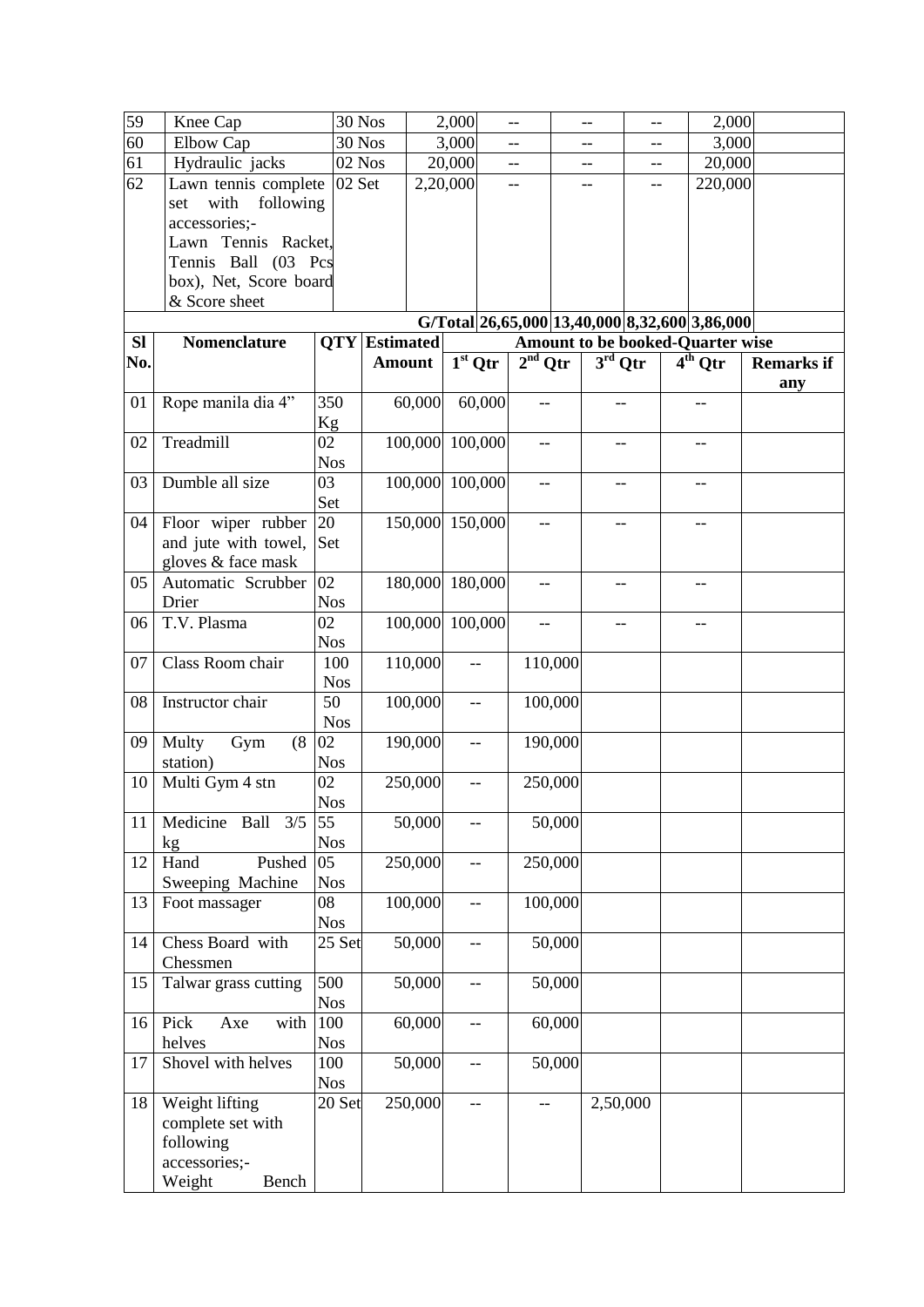| 59 | Knee Cap | 30 Nos | 2,000 | -- | -- | -- | 2,000 | |
|---|---|---|---|---|---|---|---|---|
| 60 | Elbow Cap | 30 Nos | 3,000 | -- | -- | -- | 3,000 | |
| 61 | Hydraulic jacks | 02 Nos | 20,000 | -- | -- | -- | 20,000 | |
| 62 | Lawn tennis complete set with following accessories;- Lawn Tennis Racket, Tennis Ball (03 Pcs box), Net, Score board & Score sheet | 02 Set | 2,20,000 | -- | -- | -- | 220,000 | |
| | | | G/Total | 26,65,000 | 13,40,000 | 8,32,600 | 3,86,000 | |

| Sl No. | Nomenclature | QTY | Estimated Amount | Amount to be booked-Quarter wise | | | | |
|---|---|---|---|---|---|---|---|---|
| | | | | 1st Qtr | 2nd Qtr | 3rd Qtr | 4th Qtr | Remarks if any |
| 01 | Rope manila dia 4" | 350 Kg | 60,000 | 60,000 | -- | -- | -- | |
| 02 | Treadmill | 02 Nos | 100,000 | 100,000 | -- | -- | -- | |
| 03 | Dumble all size | 03 Set | 100,000 | 100,000 | -- | -- | -- | |
| 04 | Floor wiper rubber and jute with towel, gloves & face mask | 20 Set | 150,000 | 150,000 | -- | -- | -- | |
| 05 | Automatic Scrubber Drier | 02 Nos | 180,000 | 180,000 | -- | -- | -- | |
| 06 | T.V. Plasma | 02 Nos | 100,000 | 100,000 | -- | -- | -- | |
| 07 | Class Room chair | 100 Nos | 110,000 | -- | 110,000 | | | |
| 08 | Instructor chair | 50 Nos | 100,000 | -- | 100,000 | | | |
| 09 | Multy Gym (8 station) | 02 Nos | 190,000 | -- | 190,000 | | | |
| 10 | Multi Gym 4 stn | 02 Nos | 250,000 | -- | 250,000 | | | |
| 11 | Medicine Ball 3/5 kg | 55 Nos | 50,000 | -- | 50,000 | | | |
| 12 | Hand Pushed Sweeping Machine | 05 Nos | 250,000 | -- | 250,000 | | | |
| 13 | Foot massager | 08 Nos | 100,000 | -- | 100,000 | | | |
| 14 | Chess Board with Chessmen | 25 Set | 50,000 | -- | 50,000 | | | |
| 15 | Talwar grass cutting | 500 Nos | 50,000 | -- | 50,000 | | | |
| 16 | Pick Axe with helves | 100 Nos | 60,000 | -- | 60,000 | | | |
| 17 | Shovel with helves | 100 Nos | 50,000 | -- | 50,000 | | | |
| 18 | Weight lifting complete set with following accessories;- Weight Bench | 20 Set | 250,000 | -- | -- | 2,50,000 | | |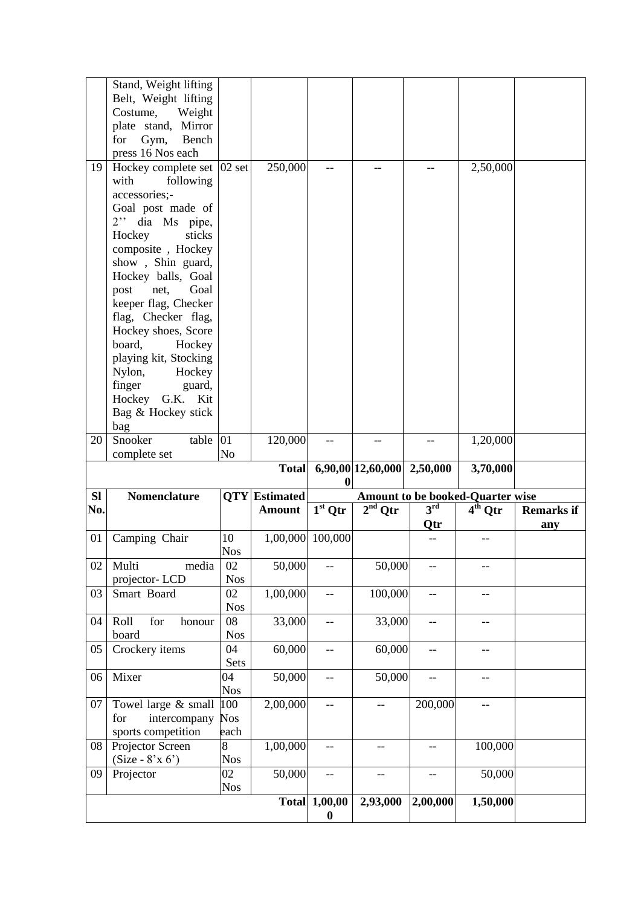|  | Stand, Weight lifting Belt, Weight lifting Costume, Weight plate stand, Mirror for Gym, Bench press 16 Nos each |  |  |  |  |  |  |  |
|---|---|---|---|---|---|---|---|---|
| 19 | Hockey complete set with following accessories;- Goal post made of 2'' dia Ms pipe, Hockey sticks composite , Hockey show , Shin guard, Hockey balls, Goal post net, Goal keeper flag, Checker flag, Checker flag, Hockey shoes, Score board, Hockey playing kit, Stocking Nylon, Hockey finger guard, Hockey G.K. Kit Bag & Hockey stick bag | 02 set | 250,000 | -- | -- | -- | 2,50,000 |  |
| 20 | Snooker table complete set | 01 No | 120,000 | -- | -- | -- | 1,20,000 |  |
|  |  |  | **Total** | **6,90,000** | **12,60,000** | **2,50,000** | **3,70,000** |  |

| **Sl No.** | **Nomenclature** | **QTY** | **Estimated Amount** | **Amount to be booked-Quarter wise** | | | | |
|---|---|---|---|---|---|---|---|---|
|  |  |  |  | **1st Qtr** | **2nd Qtr** | **3rd Qtr** | **4th Qtr** | **Remarks if any** |
| 01 | Camping Chair | 10 Nos | 1,00,000 | 100,000 |  | -- | -- |  |
| 02 | Multi media projector- LCD | 02 Nos | 50,000 | -- | 50,000 | -- | -- |  |
| 03 | Smart Board | 02 Nos | 1,00,000 | -- | 100,000 | -- | -- |  |
| 04 | Roll for honour board | 08 Nos | 33,000 | -- | 33,000 | -- | -- |  |
| 05 | Crockery items | 04 Sets | 60,000 | -- | 60,000 | -- | -- |  |
| 06 | Mixer | 04 Nos | 50,000 | -- | 50,000 | -- | -- |  |
| 07 | Towel large & small for intercompany sports competition | 100 Nos each | 2,00,000 | -- | -- | 200,000 | -- |  |
| 08 | Projector Screen (Size - 8'x 6') | 8 Nos | 1,00,000 | -- | -- | -- | 100,000 |  |
| 09 | Projector | 02 Nos | 50,000 | -- | -- | -- | 50,000 |  |
|  |  |  | **Total** | **1,00,000** | **2,93,000** | **2,00,000** | **1,50,000** |  |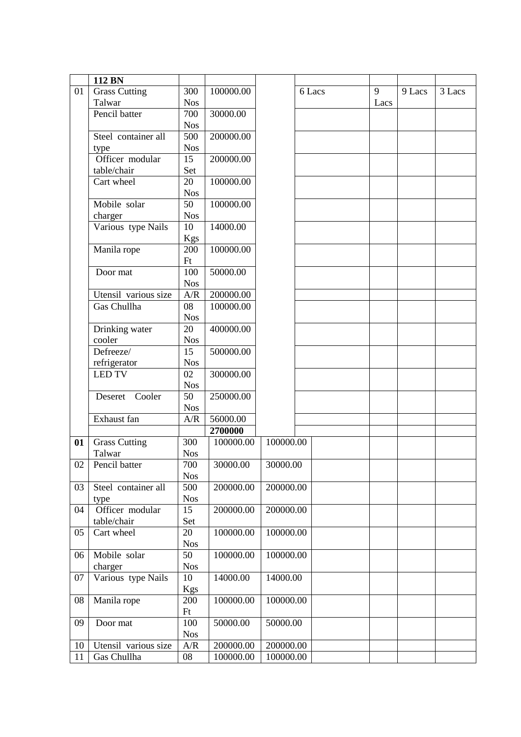|  |  |  |  |  |  |  |  |  |
|---|---|---|---|---|---|---|---|---|
|  | **112 BN** |  |  |  |  |  |  |  |
| 01 | Grass Cutting Talwar | 300 Nos | 100000.00 |  | 6 Lacs | 9 Lacs | 9 Lacs | 3 Lacs |
|  | Pencil batter | 700 Nos | 30000.00 |  |  |  |  |  |
|  | Steel container all type | 500 Nos | 200000.00 |  |  |  |  |  |
|  | Officer modular table/chair | 15 Set | 200000.00 |  |  |  |  |  |
|  | Cart wheel | 20 Nos | 100000.00 |  |  |  |  |  |
|  | Mobile solar charger | 50 Nos | 100000.00 |  |  |  |  |  |
|  | Various type Nails | 10 Kgs | 14000.00 |  |  |  |  |  |
|  | Manila rope | 200 Ft | 100000.00 |  |  |  |  |  |
|  | Door mat | 100 Nos | 50000.00 |  |  |  |  |  |
|  | Utensil various size | A/R | 200000.00 |  |  |  |  |  |
|  | Gas Chullha | 08 Nos | 100000.00 |  |  |  |  |  |
|  | Drinking water cooler | 20 Nos | 400000.00 |  |  |  |  |  |
|  | Defreeze/ refrigerator | 15 Nos | 500000.00 |  |  |  |  |  |
|  | LED TV | 02 Nos | 300000.00 |  |  |  |  |  |
|  | Deseret Cooler | 50 Nos | 250000.00 |  |  |  |  |  |
|  | Exhaust fan | A/R | 56000.00 |  |  |  |  |  |
|  |  |  | **2700000** |  |  |  |  |  |
| **01** | Grass Cutting Talwar | 300 Nos | 100000.00 | 100000.00 |  |  |  |  |
| 02 | Pencil batter | 700 Nos | 30000.00 | 30000.00 |  |  |  |  |
| 03 | Steel container all type | 500 Nos | 200000.00 | 200000.00 |  |  |  |  |
| 04 | Officer modular table/chair | 15 Set | 200000.00 | 200000.00 |  |  |  |  |
| 05 | Cart wheel | 20 Nos | 100000.00 | 100000.00 |  |  |  |  |
| 06 | Mobile solar charger | 50 Nos | 100000.00 | 100000.00 |  |  |  |  |
| 07 | Various type Nails | 10 Kgs | 14000.00 | 14000.00 |  |  |  |  |
| 08 | Manila rope | 200 Ft | 100000.00 | 100000.00 |  |  |  |  |
| 09 | Door mat | 100 Nos | 50000.00 | 50000.00 |  |  |  |  |
| 10 | Utensil various size | A/R | 200000.00 | 200000.00 |  |  |  |  |
| 11 | Gas Chullha | 08 | 100000.00 | 100000.00 |  |  |  |  |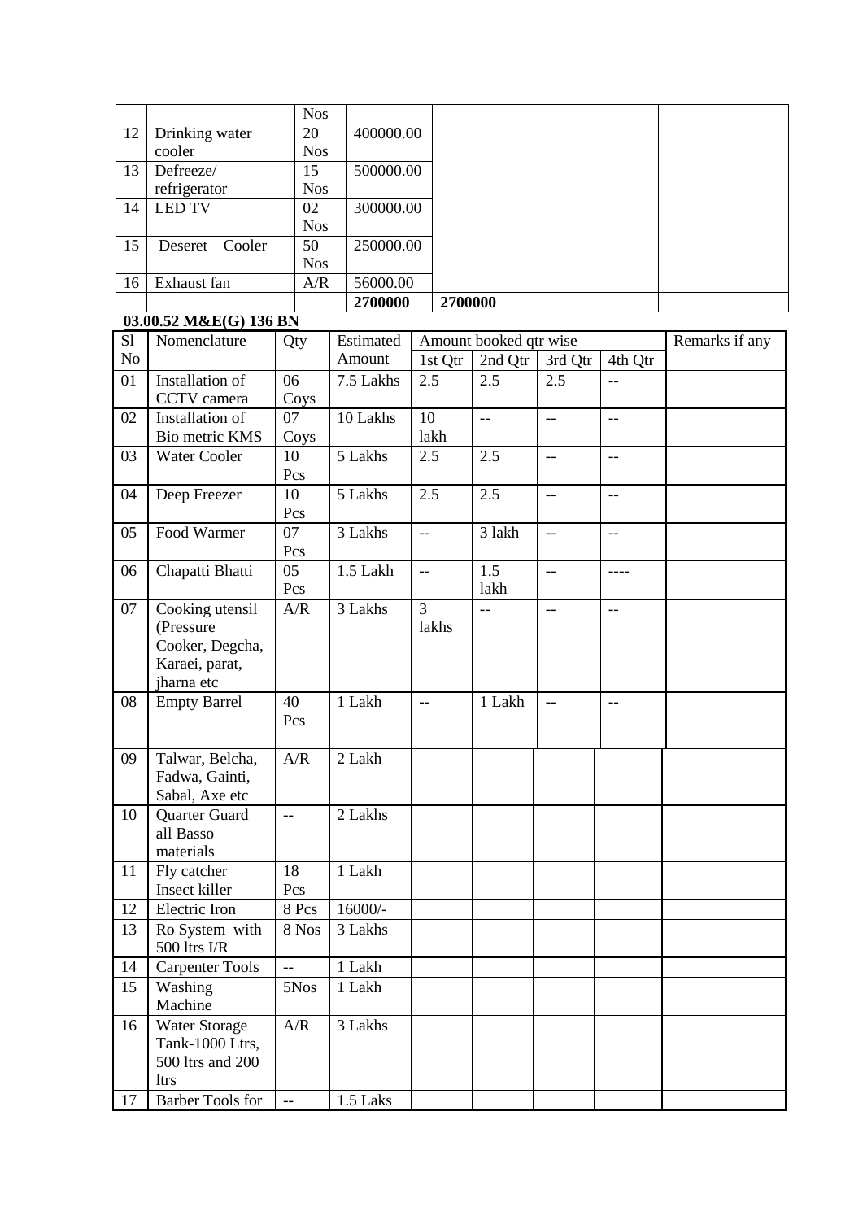| | | Nos | | | | | | |
|---|---|---|---|---|---|---|---|---|
| 12 | Drinking water cooler | 20 Nos | 400000.00 | | | | | |
| 13 | Defreeze/ refrigerator | 15 Nos | 500000.00 | | | | | |
| 14 | LED TV | 02 Nos | 300000.00 | | | | | |
| 15 | Deseret Cooler | 50 Nos | 250000.00 | | | | | |
| 16 | Exhaust fan | A/R | 56000.00 | | | | | |
| | | | **2700000** | **2700000** | | | | |

**03.00.52 M&E(G) 136 BN**

| Sl No | Nomenclature | Qty | Estimated Amount | Amount booked qtr wise | | | | Remarks if any |
|---|---|---|---|---|---|---|---|---|
| | | | | 1st Qtr | 2nd Qtr | 3rd Qtr | 4th Qtr | |
| 01 | Installation of CCTV camera | 06 Coys | 7.5 Lakhs | 2.5 | 2.5 | 2.5 | -- | |
| 02 | Installation of Bio metric KMS | 07 Coys | 10 Lakhs | 10 lakh | -- | -- | -- | |
| 03 | Water Cooler | 10 Pcs | 5 Lakhs | 2.5 | 2.5 | -- | -- | |
| 04 | Deep Freezer | 10 Pcs | 5 Lakhs | 2.5 | 2.5 | -- | -- | |
| 05 | Food Warmer | 07 Pcs | 3 Lakhs | -- | 3 lakh | -- | -- | |
| 06 | Chapatti Bhatti | 05 Pcs | 1.5 Lakh | -- | 1.5 lakh | -- | ---- | |
| 07 | Cooking utensil (Pressure Cooker, Degcha, Karaei, parat, jharna etc | A/R | 3 Lakhs | 3 lakhs | -- | -- | -- | |
| 08 | Empty Barrel | 40 Pcs | 1 Lakh | -- | 1 Lakh | -- | -- | |
| 09 | Talwar, Belcha, Fadwa, Gainti, Sabal, Axe etc | A/R | 2 Lakh | | | | | |
| 10 | Quarter Guard all Basso materials | -- | 2 Lakhs | | | | | |
| 11 | Fly catcher Insect killer | 18 Pcs | 1 Lakh | | | | | |
| 12 | Electric Iron | 8 Pcs | 16000/- | | | | | |
| 13 | Ro System with 500 ltrs I/R | 8 Nos | 3 Lakhs | | | | | |
| 14 | Carpenter Tools | -- | 1 Lakh | | | | | |
| 15 | Washing Machine | 5Nos | 1 Lakh | | | | | |
| 16 | Water Storage Tank-1000 Ltrs, 500 ltrs and 200 ltrs | A/R | 3 Lakhs | | | | | |
| 17 | Barber Tools for | -- | 1.5 Laks | | | | | |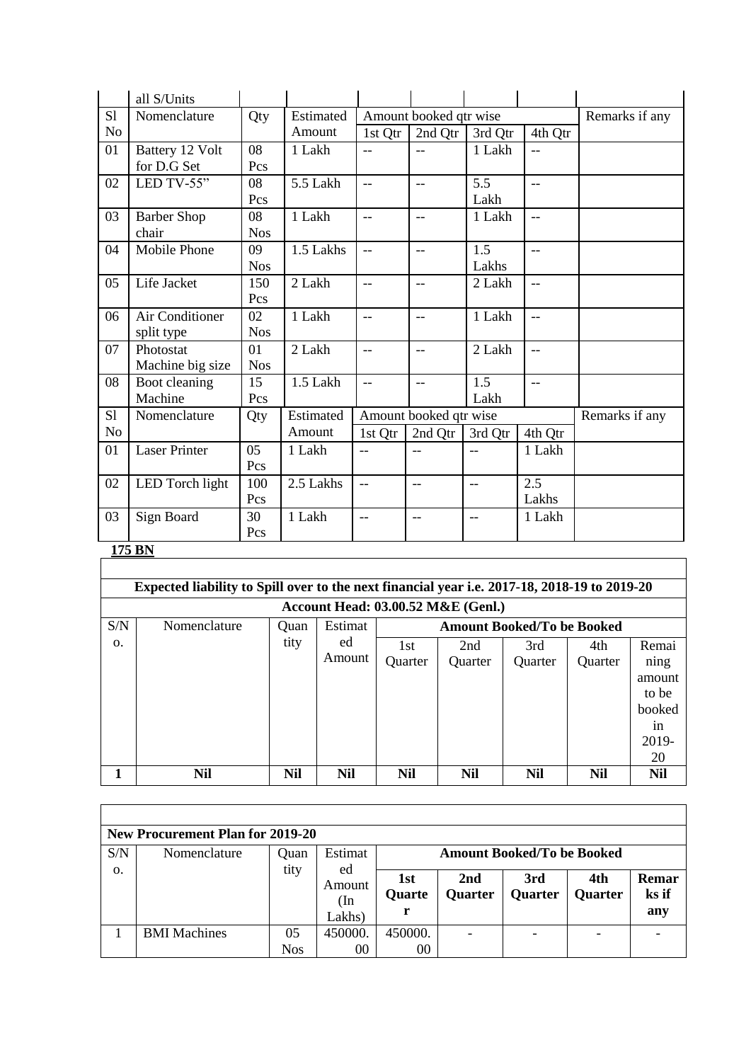| | all S/Units | | | | | | | |
|---|---|---|---|---|---|---|---|---|
| Sl No | Nomenclature | Qty | Estimated Amount | Amount booked qtr wise | | | | Remarks if any |
| | | | | 1st Qtr | 2nd Qtr | 3rd Qtr | 4th Qtr | |
| 01 | Battery 12 Volt for D.G Set | 08 Pcs | 1 Lakh | -- | -- | 1 Lakh | -- | |
| 02 | LED TV-55" | 08 Pcs | 5.5 Lakh | -- | -- | 5.5 Lakh | -- | |
| 03 | Barber Shop chair | 08 Nos | 1 Lakh | -- | -- | 1 Lakh | -- | |
| 04 | Mobile Phone | 09 Nos | 1.5 Lakhs | -- | -- | 1.5 Lakhs | -- | |
| 05 | Life Jacket | 150 Pcs | 2 Lakh | -- | -- | 2 Lakh | -- | |
| 06 | Air Conditioner split type | 02 Nos | 1 Lakh | -- | -- | 1 Lakh | -- | |
| 07 | Photostat Machine big size | 01 Nos | 2 Lakh | -- | -- | 2 Lakh | -- | |
| 08 | Boot cleaning Machine | 15 Pcs | 1.5 Lakh | -- | -- | 1.5 Lakh | -- | |

| Sl No | Nomenclature | Qty | Estimated Amount | Amount booked qtr wise | | | | Remarks if any |
|---|---|---|---|---|---|---|---|---|
| | | | | 1st Qtr | 2nd Qtr | 3rd Qtr | 4th Qtr | |
| 01 | Laser Printer | 05 Pcs | 1 Lakh | -- | -- | -- | 1 Lakh | |
| 02 | LED Torch light | 100 Pcs | 2.5 Lakhs | -- | -- | -- | 2.5 Lakhs | |
| 03 | Sign Board | 30 Pcs | 1 Lakh | -- | -- | -- | 1 Lakh | |

**175 BN**

| Expected liability to Spill over to the next financial year i.e. 2017-18, 2018-19 to 2019-20 | | | | | | | | |
|---|---|---|---|---|---|---|---|---|
| Account Head: 03.00.52 M&E (Genl.) | | | | | | | | |
| S/No. | Nomenclature | Quantity | Estimated Amount | Amount Booked/To be Booked | | | | |
| | | | | 1st Quarter | 2nd Quarter | 3rd Quarter | 4th Quarter | Remaining amount to be booked in 2019-20 |
| **1** | **Nil** | **Nil** | **Nil** | **Nil** | **Nil** | **Nil** | **Nil** | **Nil** |

| New Procurement Plan for 2019-20 | | | | | | | | |
|---|---|---|---|---|---|---|---|---|
| S/No. | Nomenclature | Quantity | Estimated Amount (In Lakhs) | Amount Booked/To be Booked | | | | |
| | | | | **1st Quarter** | **2nd Quarter** | **3rd Quarter** | **4th Quarter** | **Remarks if any** |
| 1 | BMI Machines | 05 Nos | 450000.00 | 450000.00 | - | - | - | - |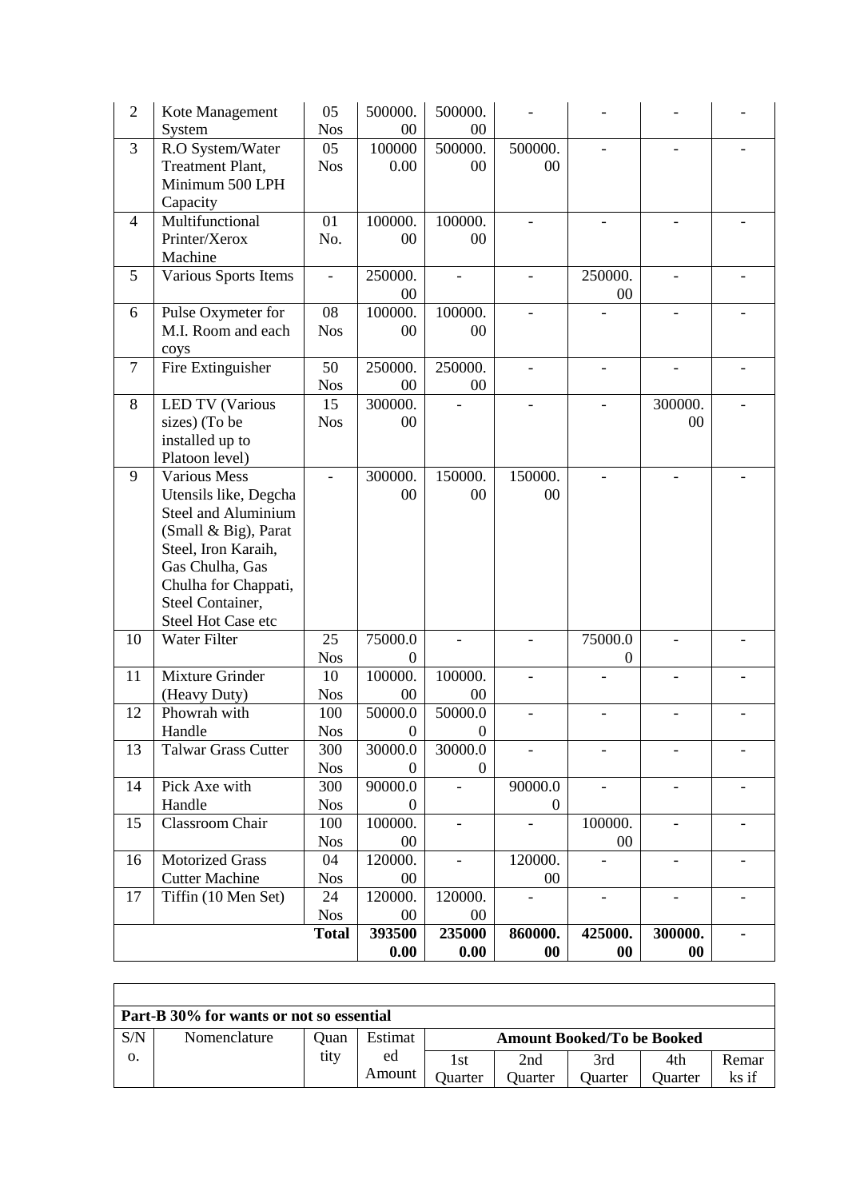| 2 | Kote Management System | 05 Nos | 500000.00 | 500000.00 | - | - | - | - |
|---|---|---|---|---|---|---|---|---|
| 3 | R.O System/Water Treatment Plant, Minimum 500 LPH Capacity | 05 Nos | 1000000.00 | 500000.00 | 500000.00 | - | - | - |
| 4 | Multifunctional Printer/Xerox Machine | 01 No. | 100000.00 | 100000.00 | - | - | - | - |
| 5 | Various Sports Items | - | 250000.00 | - | - | 250000.00 | - | - |
| 6 | Pulse Oxymeter for M.I. Room and each coys | 08 Nos | 100000.00 | 100000.00 | - | - | - | - |
| 7 | Fire Extinguisher | 50 Nos | 250000.00 | 250000.00 | - | - | - | - |
| 8 | LED TV (Various sizes) (To be installed up to Platoon level) | 15 Nos | 300000.00 | - | - | - | 300000.00 | - |
| 9 | Various Mess Utensils like, Degcha Steel and Aluminium (Small & Big), Parat Steel, Iron Karaih, Gas Chulha, Gas Chulha for Chappati, Steel Container, Steel Hot Case etc | - | 300000.00 | 150000.00 | 150000.00 | - | - | - |
| 10 | Water Filter | 25 Nos | 75000.00 | - | - | 75000.00 | - | - |
| 11 | Mixture Grinder (Heavy Duty) | 10 Nos | 100000.00 | 100000.00 | - | - | - | - |
| 12 | Phowrah with Handle | 100 Nos | 50000.00 | 50000.00 | - | - | - | - |
| 13 | Talwar Grass Cutter | 300 Nos | 30000.00 | 30000.00 | - | - | - | - |
| 14 | Pick Axe with Handle | 300 Nos | 90000.00 | - | 90000.00 | - | - | - |
| 15 | Classroom Chair | 100 Nos | 100000.00 | - | - | 100000.00 | - | - |
| 16 | Motorized Grass Cutter Machine | 04 Nos | 120000.00 | - | 120000.00 | - | - | - |
| 17 | Tiffin (10 Men Set) | 24 Nos | 120000.00 | 120000.00 | - | - | - | - |
| | | **Total** | **3935000.00** | **2350000.00** | **860000.00** | **425000.00** | **300000.00** | **-** |

| | | | | | | | | |
|---|---|---|---|---|---|---|---|---|
| **Part-B 30% for wants or not so essential** | | | | | | | | |
| S/No. | Nomenclature | Quantity | Estimated Amount | **Amount Booked/To be Booked** | | | | |
| | | | | 1st Quarter | 2nd Quarter | 3rd Quarter | 4th Quarter | Remarks if |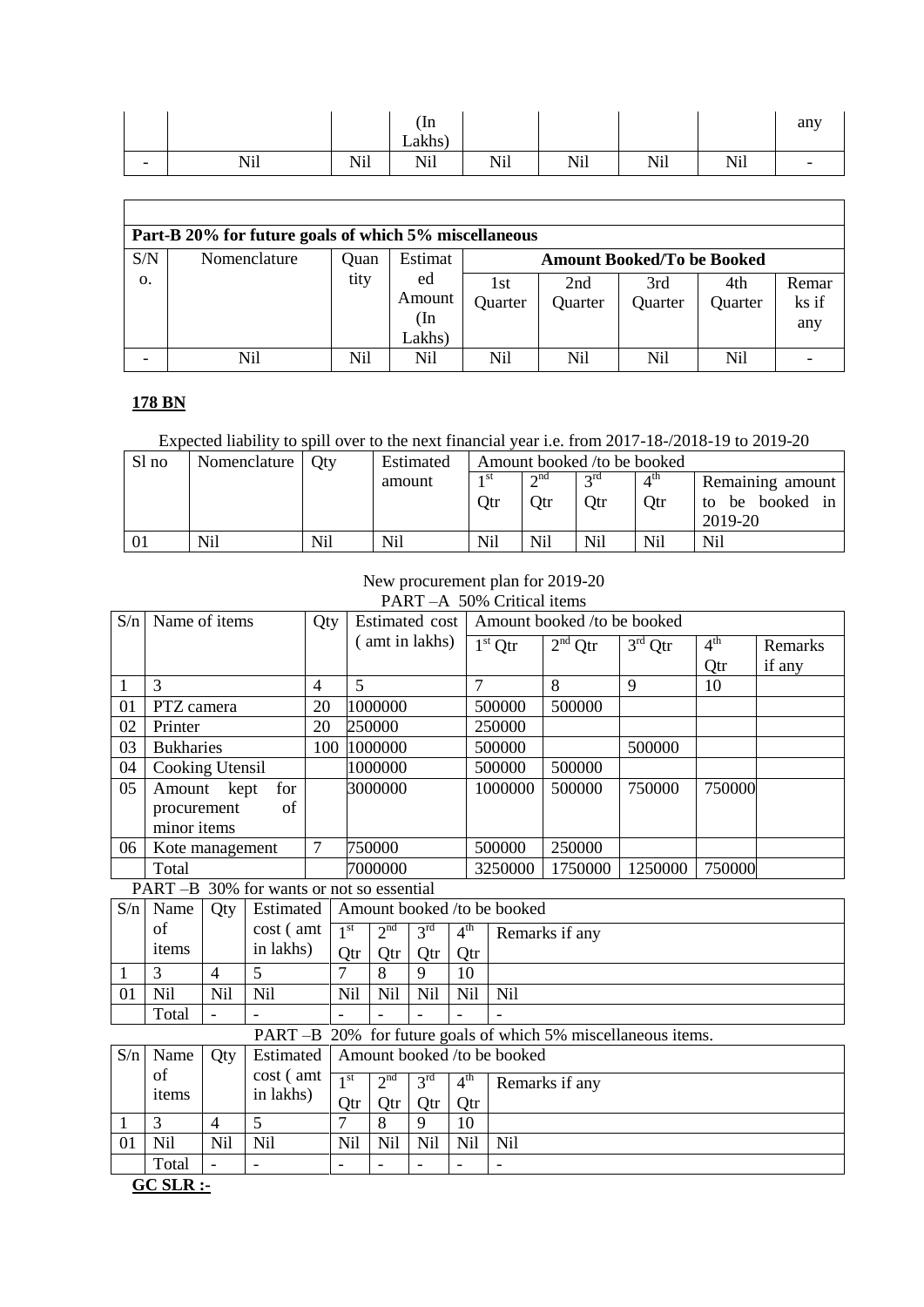| | | | (In Lakhs) | | | | | any |
|---|---|---|---|---|---|---|---|---|
| - | Nil | Nil | Nil | Nil | Nil | Nil | Nil | - |

| **Part-B 20% for future goals of which 5% miscellaneous** | | | | | | | | |
|---|---|---|---|---|---|---|---|---|
| S/No. | Nomenclature | Quantity | Estimated Amount (In Lakhs) | **Amount Booked/To be Booked** | | | | |
| | | | | 1st Quarter | 2nd Quarter | 3rd Quarter | 4th Quarter | Remarks if any |
| - | Nil | Nil | Nil | Nil | Nil | Nil | Nil | - |

**178 BN**

Expected liability to spill over to the next financial year i.e. from 2017-18-/2018-19 to 2019-20

| Sl no | Nomenclature | Qty | Estimated amount | Amount booked /to be booked | | | | |
|---|---|---|---|---|---|---|---|---|
| | | | | 1st Qtr | 2nd Qtr | 3rd Qtr | 4th Qtr | Remaining amount to be booked in 2019-20 |
| 01 | Nil | Nil | Nil | Nil | Nil | Nil | Nil | Nil |

New procurement plan for 2019-20

PART –A 50% Critical items

| S/n | Name of items | Qty | Estimated cost ( amt in lakhs) | Amount booked /to be booked | | | | |
|---|---|---|---|---|---|---|---|---|
| | | | | 1st Qtr | 2nd Qtr | 3rd Qtr | 4th Qtr | Remarks if any |
| 1 | 3 | 4 | 5 | 7 | 8 | 9 | 10 | |
| 01 | PTZ camera | 20 | 1000000 | 500000 | 500000 | | | |
| 02 | Printer | 20 | 250000 | 250000 | | | | |
| 03 | Bukharies | 100 | 1000000 | 500000 | | 500000 | | |
| 04 | Cooking Utensil | | 1000000 | 500000 | 500000 | | | |
| 05 | Amount kept for procurement of minor items | | 3000000 | 1000000 | 500000 | 750000 | 750000 | |
| 06 | Kote management | 7 | 750000 | 500000 | 250000 | | | |
| | Total | | 7000000 | 3250000 | 1750000 | 1250000 | 750000 | |

PART –B 30% for wants or not so essential

| S/n | Name of items | Qty | Estimated cost ( amt in lakhs) | Amount booked /to be booked | | | | |
|---|---|---|---|---|---|---|---|---|
| | | | | 1st Qtr | 2nd Qtr | 3rd Qtr | 4th Qtr | Remarks if any |
| 1 | 3 | 4 | 5 | 7 | 8 | 9 | 10 | |
| 01 | Nil | Nil | Nil | Nil | Nil | Nil | Nil | Nil |
| | Total | - | - | - | - | - | - | - |

PART –B 20% for future goals of which 5% miscellaneous items.

| S/n | Name of items | Qty | Estimated cost ( amt in lakhs) | Amount booked /to be booked | | | | |
|---|---|---|---|---|---|---|---|---|
| | | | | 1st Qtr | 2nd Qtr | 3rd Qtr | 4th Qtr | Remarks if any |
| 1 | 3 | 4 | 5 | 7 | 8 | 9 | 10 | |
| 01 | Nil | Nil | Nil | Nil | Nil | Nil | Nil | Nil |
| | Total | - | - | - | - | - | - | - |

**GC SLR :-**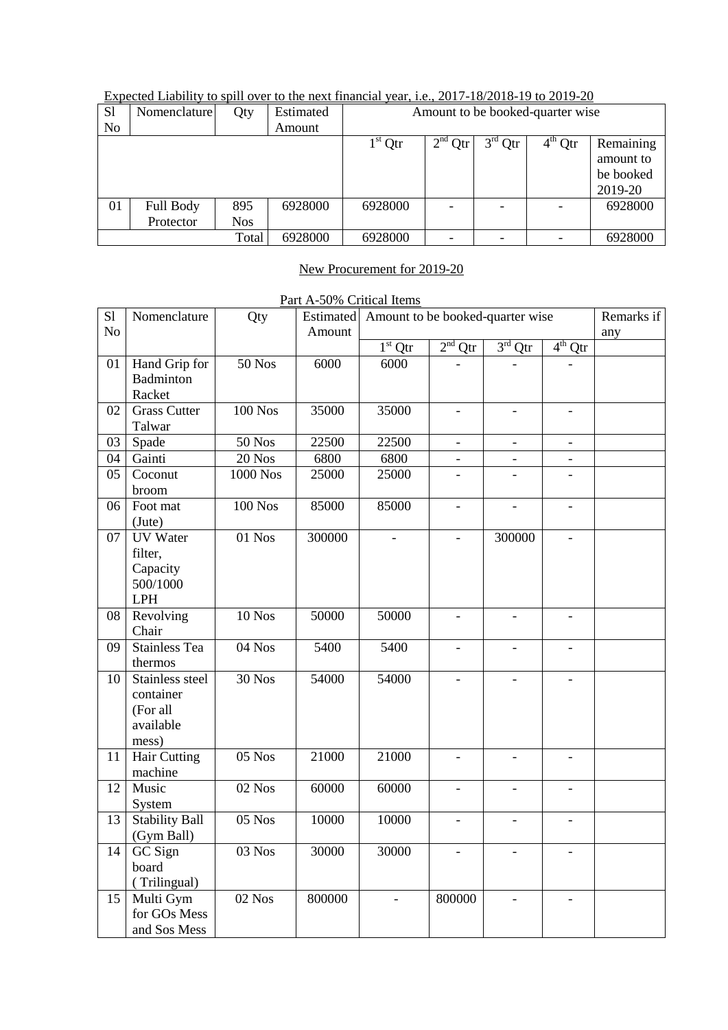Expected Liability to spill over to the next financial year, i.e., 2017-18/2018-19 to 2019-20

| Sl No | Nomenclature | Qty | Estimated Amount | Amount to be booked-quarter wise | | | | |
|---|---|---|---|---|---|---|---|---|
| | | | | 1st Qtr | 2nd Qtr | 3rd Qtr | 4th Qtr | Remaining amount to be booked 2019-20 |
| 01 | Full Body Protector | 895 Nos | 6928000 | 6928000 | - | - | - | 6928000 |
| | | Total | 6928000 | 6928000 | - | - | - | 6928000 |

New Procurement for 2019-20

Part A-50% Critical Items

| Sl No | Nomenclature | Qty | Estimated Amount | Amount to be booked-quarter wise | | | | Remarks if any |
|---|---|---|---|---|---|---|---|---|
| | | | | 1st Qtr | 2nd Qtr | 3rd Qtr | 4th Qtr | |
| 01 | Hand Grip for Badminton Racket | 50 Nos | 6000 | 6000 | - | - | - | |
| 02 | Grass Cutter Talwar | 100 Nos | 35000 | 35000 | - | - | - | |
| 03 | Spade | 50 Nos | 22500 | 22500 | - | - | - | |
| 04 | Gainti | 20 Nos | 6800 | 6800 | - | - | - | |
| 05 | Coconut broom | 1000 Nos | 25000 | 25000 | - | - | - | |
| 06 | Foot mat (Jute) | 100 Nos | 85000 | 85000 | - | - | - | |
| 07 | UV Water filter, Capacity 500/1000 LPH | 01 Nos | 300000 | - | - | 300000 | - | |
| 08 | Revolving Chair | 10 Nos | 50000 | 50000 | - | - | - | |
| 09 | Stainless Tea thermos | 04 Nos | 5400 | 5400 | - | - | - | |
| 10 | Stainless steel container (For all available mess) | 30 Nos | 54000 | 54000 | - | - | - | |
| 11 | Hair Cutting machine | 05 Nos | 21000 | 21000 | - | - | - | |
| 12 | Music System | 02 Nos | 60000 | 60000 | - | - | - | |
| 13 | Stability Ball (Gym Ball) | 05 Nos | 10000 | 10000 | - | - | - | |
| 14 | GC Sign board ( Trilingual) | 03 Nos | 30000 | 30000 | - | - | - | |
| 15 | Multi Gym for GOs Mess and Sos Mess | 02 Nos | 800000 | - | 800000 | - | - | |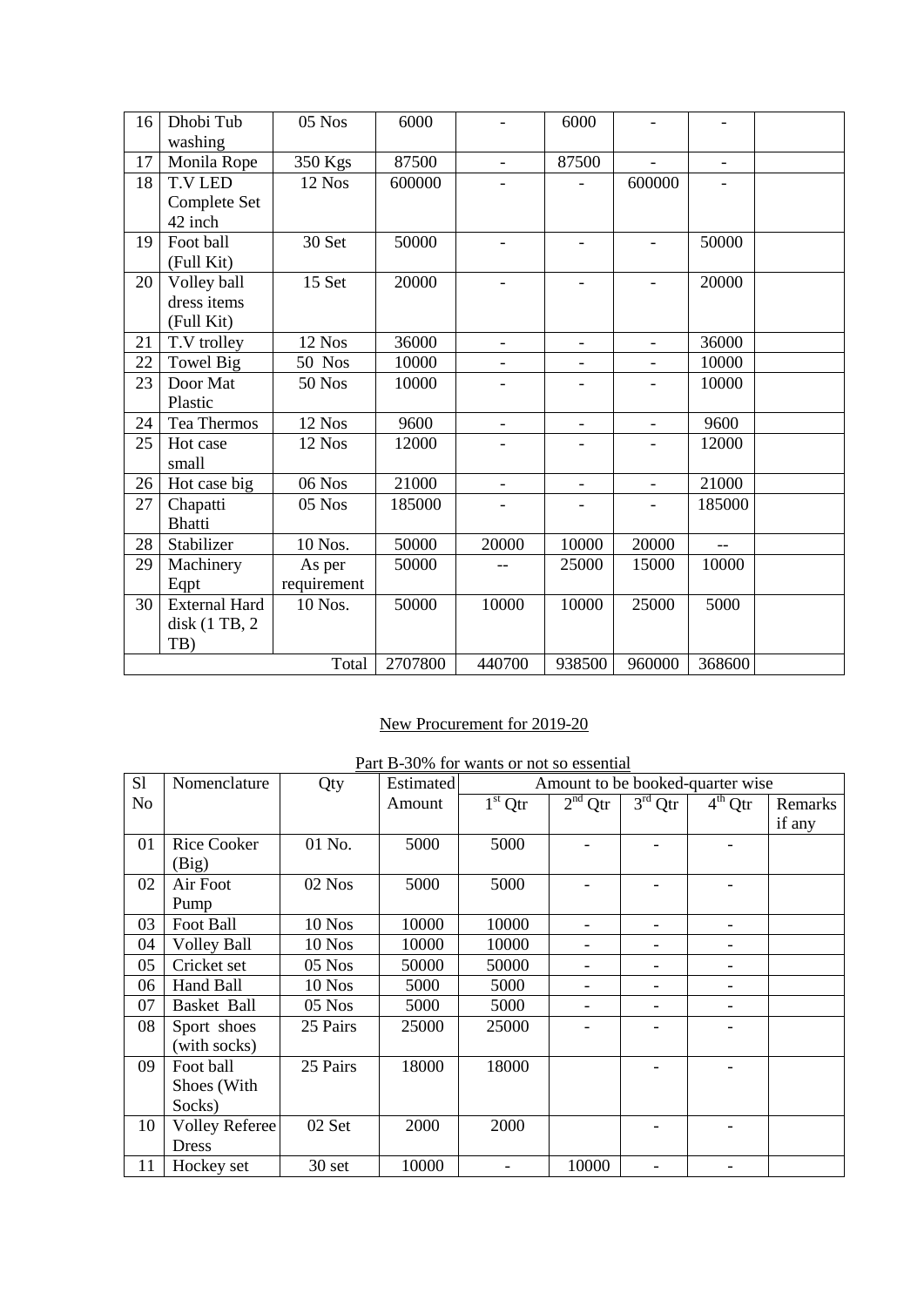| 16 | Dhobi Tub washing | 05 Nos | 6000 | - | 6000 | - | - | |
|---|---|---|---|---|---|---|---|---|
| 17 | Monila Rope | 350 Kgs | 87500 | - | 87500 | - | - | |
| 18 | T.V LED Complete Set 42 inch | 12 Nos | 600000 | - | - | 600000 | - | |
| 19 | Foot ball (Full Kit) | 30 Set | 50000 | - | - | - | 50000 | |
| 20 | Volley ball dress items (Full Kit) | 15 Set | 20000 | - | - | - | 20000 | |
| 21 | T.V trolley | 12 Nos | 36000 | - | - | - | 36000 | |
| 22 | Towel Big | 50 Nos | 10000 | - | - | - | 10000 | |
| 23 | Door Mat Plastic | 50 Nos | 10000 | - | - | - | 10000 | |
| 24 | Tea Thermos | 12 Nos | 9600 | - | - | - | 9600 | |
| 25 | Hot case small | 12 Nos | 12000 | - | - | - | 12000 | |
| 26 | Hot case big | 06 Nos | 21000 | - | - | - | 21000 | |
| 27 | Chapatti Bhatti | 05 Nos | 185000 | - | - | - | 185000 | |
| 28 | Stabilizer | 10 Nos. | 50000 | 20000 | 10000 | 20000 | -- | |
| 29 | Machinery Eqpt | As per requirement | 50000 | -- | 25000 | 15000 | 10000 | |
| 30 | External Hard disk (1 TB, 2 TB) | 10 Nos. | 50000 | 10000 | 10000 | 25000 | 5000 | |
| | | Total | 2707800 | 440700 | 938500 | 960000 | 368600 | |

New Procurement for 2019-20

Part B-30% for wants or not so essential

| Sl No | Nomenclature | Qty | Estimated Amount | Amount to be booked-quarter wise | | | | |
|---|---|---|---|---|---|---|---|---|
| | | | | 1st Qtr | 2nd Qtr | 3rd Qtr | 4th Qtr | Remarks if any |
| 01 | Rice Cooker (Big) | 01 No. | 5000 | 5000 | - | - | - | |
| 02 | Air Foot Pump | 02 Nos | 5000 | 5000 | - | - | - | |
| 03 | Foot Ball | 10 Nos | 10000 | 10000 | - | - | - | |
| 04 | Volley Ball | 10 Nos | 10000 | 10000 | - | - | - | |
| 05 | Cricket set | 05 Nos | 50000 | 50000 | - | - | - | |
| 06 | Hand Ball | 10 Nos | 5000 | 5000 | - | - | - | |
| 07 | Basket Ball | 05 Nos | 5000 | 5000 | - | - | - | |
| 08 | Sport shoes (with socks) | 25 Pairs | 25000 | 25000 | - | - | - | |
| 09 | Foot ball Shoes (With Socks) | 25 Pairs | 18000 | 18000 | | - | - | |
| 10 | Volley Referee Dress | 02 Set | 2000 | 2000 | | - | - | |
| 11 | Hockey set | 30 set | 10000 | - | 10000 | - | - | |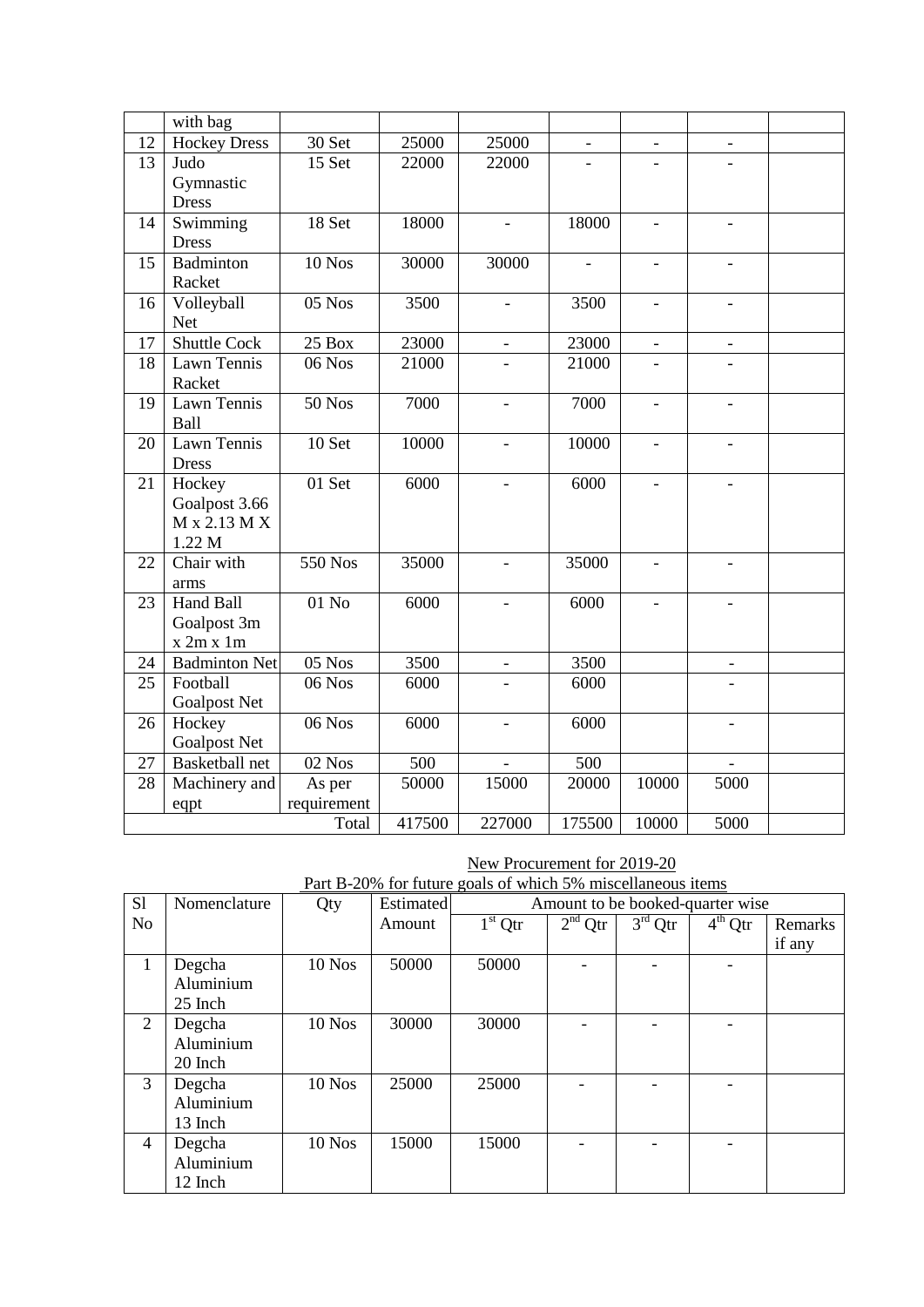|  | with bag |  |  |  |  |  |  |  |
|---|---|---|---|---|---|---|---|---|
| 12 | Hockey Dress | 30 Set | 25000 | 25000 | - | - | - |  |
| 13 | Judo Gymnastic Dress | 15 Set | 22000 | 22000 | - | - | - |  |
| 14 | Swimming Dress | 18 Set | 18000 | - | 18000 | - | - |  |
| 15 | Badminton Racket | 10 Nos | 30000 | 30000 | - | - | - |  |
| 16 | Volleyball Net | 05 Nos | 3500 | - | 3500 | - | - |  |
| 17 | Shuttle Cock | 25 Box | 23000 | - | 23000 | - | - |  |
| 18 | Lawn Tennis Racket | 06 Nos | 21000 | - | 21000 | - | - |  |
| 19 | Lawn Tennis Ball | 50 Nos | 7000 | - | 7000 | - | - |  |
| 20 | Lawn Tennis Dress | 10 Set | 10000 | - | 10000 | - | - |  |
| 21 | Hockey Goalpost 3.66 M x 2.13 M X 1.22 M | 01 Set | 6000 | - | 6000 | - | - |  |
| 22 | Chair with arms | 550 Nos | 35000 | - | 35000 | - | - |  |
| 23 | Hand Ball Goalpost 3m x 2m x 1m | 01 No | 6000 | - | 6000 | - | - |  |
| 24 | Badminton Net | 05 Nos | 3500 | - | 3500 |  | - |  |
| 25 | Football Goalpost Net | 06 Nos | 6000 | - | 6000 |  | - |  |
| 26 | Hockey Goalpost Net | 06 Nos | 6000 | - | 6000 |  | - |  |
| 27 | Basketball net | 02 Nos | 500 | - | 500 |  | - |  |
| 28 | Machinery and eqpt | As per requirement | 50000 | 15000 | 20000 | 10000 | 5000 |  |
|  |  | Total | 417500 | 227000 | 175500 | 10000 | 5000 |  |

New Procurement for 2019-20

Part B-20% for future goals of which 5% miscellaneous items

| Sl No | Nomenclature | Qty | Estimated Amount | Amount to be booked-quarter wise |  |  |  |  |
|---|---|---|---|---|---|---|---|---|
|  |  |  |  | 1st Qtr | 2nd Qtr | 3rd Qtr | 4th Qtr | Remarks if any |
| 1 | Degcha Aluminium 25 Inch | 10 Nos | 50000 | 50000 | - | - | - |  |
| 2 | Degcha Aluminium 20 Inch | 10 Nos | 30000 | 30000 | - | - | - |  |
| 3 | Degcha Aluminium 13 Inch | 10 Nos | 25000 | 25000 | - | - | - |  |
| 4 | Degcha Aluminium 12 Inch | 10 Nos | 15000 | 15000 | - | - | - |  |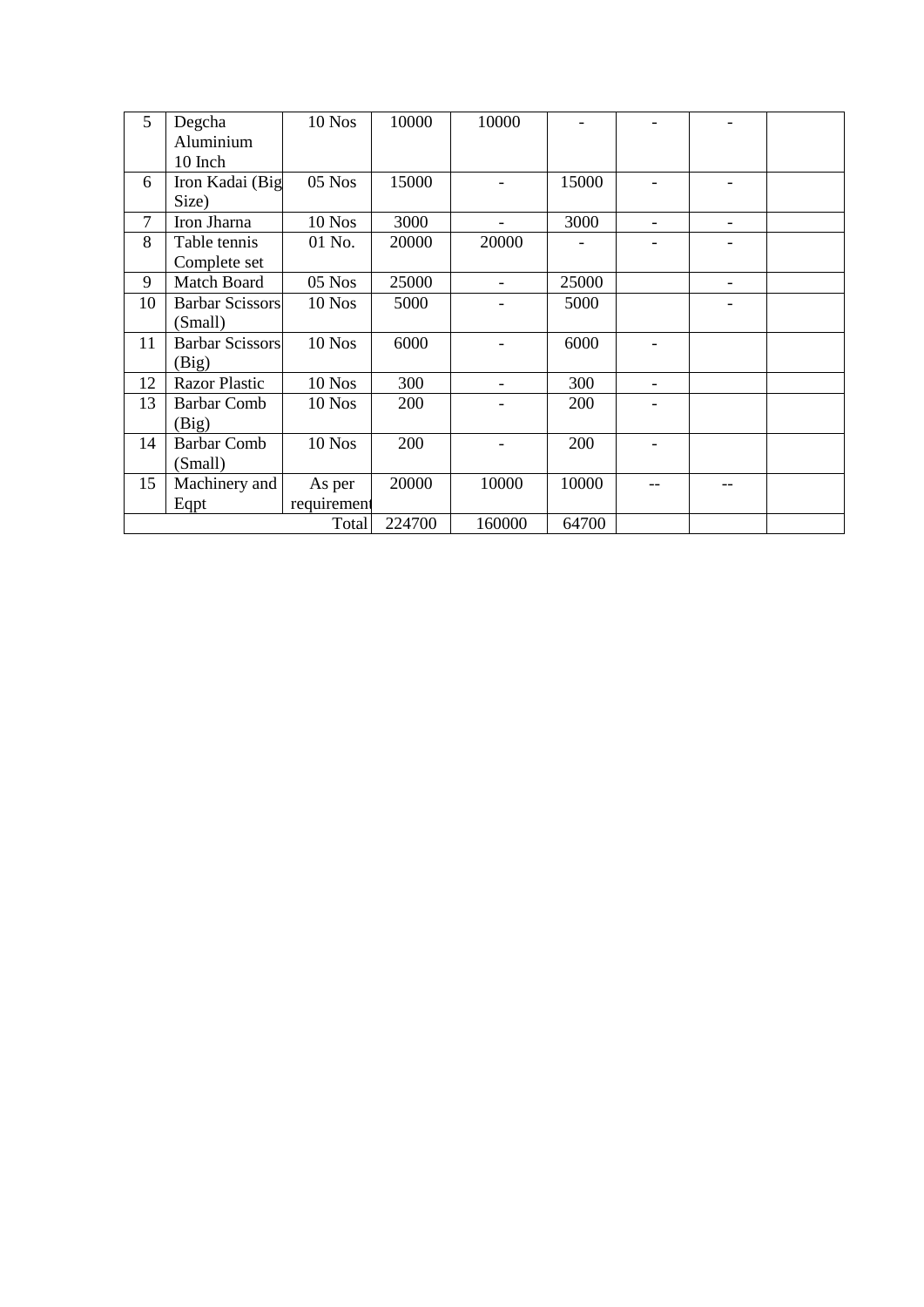| | | | | | | | | |
|---|---|---|---|---|---|---|---|---|
| 5 | Degcha Aluminium 10 Inch | 10 Nos | 10000 | 10000 | - | - | - | |
| 6 | Iron Kadai (Big Size) | 05 Nos | 15000 | - | 15000 | - | - | |
| 7 | Iron Jharna | 10 Nos | 3000 | - | 3000 | - | - | |
| 8 | Table tennis Complete set | 01 No. | 20000 | 20000 | - | - | - | |
| 9 | Match Board | 05 Nos | 25000 | - | 25000 | | - | |
| 10 | Barbar Scissors (Small) | 10 Nos | 5000 | - | 5000 | | - | |
| 11 | Barbar Scissors (Big) | 10 Nos | 6000 | - | 6000 | - | | |
| 12 | Razor Plastic | 10 Nos | 300 | - | 300 | - | | |
| 13 | Barbar Comb (Big) | 10 Nos | 200 | - | 200 | - | | |
| 14 | Barbar Comb (Small) | 10 Nos | 200 | - | 200 | - | | |
| 15 | Machinery and Eqpt | As per requirement | 20000 | 10000 | 10000 | -- | -- | |
| | | Total | 224700 | 160000 | 64700 | | | |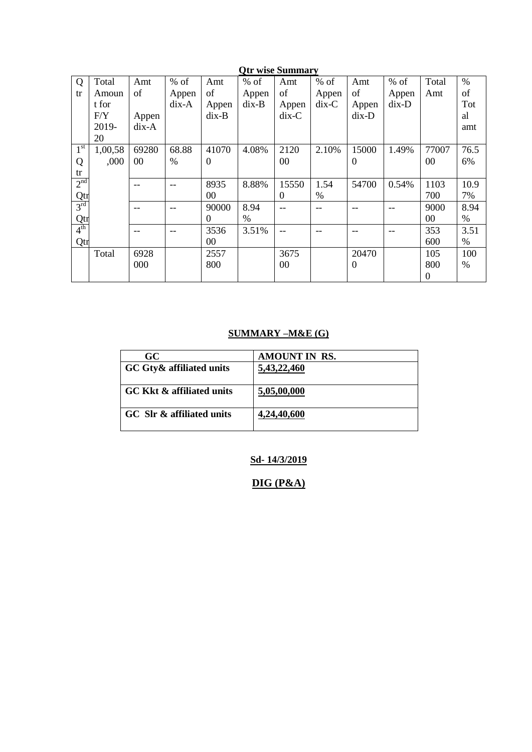**Qtr wise Summary**

| Qtr | Total Amount for F/Y 2019-20 | Amt of Appendix-A | % of Appendix-A | Amt of Appendix-B | % of Appendix-B | Amt of Appendix-C | % of Appendix-C | Amt of Appendix-D | % of Appendix-D | Total Amt | % of Total amt |
|---|---|---|---|---|---|---|---|---|---|---|---|
| 1st Qtr | 1,00,58,000 | 6928000 | 68.88 % | 410700 | 4.08% | 212000 | 2.10% | 150000 | 1.49% | 7700700 | 76.56% |
| 2nd Qtr | | -- | -- | 893500 | 8.88% | 155500 | 1.54 % | 54700 | 0.54% | 1103700 | 10.97% |
| 3rd Qtr | | -- | -- | 900000 | 8.94 % | -- | -- | -- | -- | 900000 | 8.94 % |
| 4th Qtr | | -- | -- | 353600 | 3.51% | -- | -- | -- | -- | 353600 | 3.51 % |
| | Total | 6928000 | | 2557800 | | 367500 | | 204700 | | 1058000 | 100 % |

**SUMMARY –M&E (G)**

| GC | AMOUNT IN RS. |
|---|---|
| **GC Gty& affiliated units** | **5,43,22,460** |
| **GC Kkt & affiliated units** | **5,05,00,000** |
| **GC Slr & affiliated units** | **4,24,40,600** |

**Sd- 14/3/2019**

**DIG (P&A)**